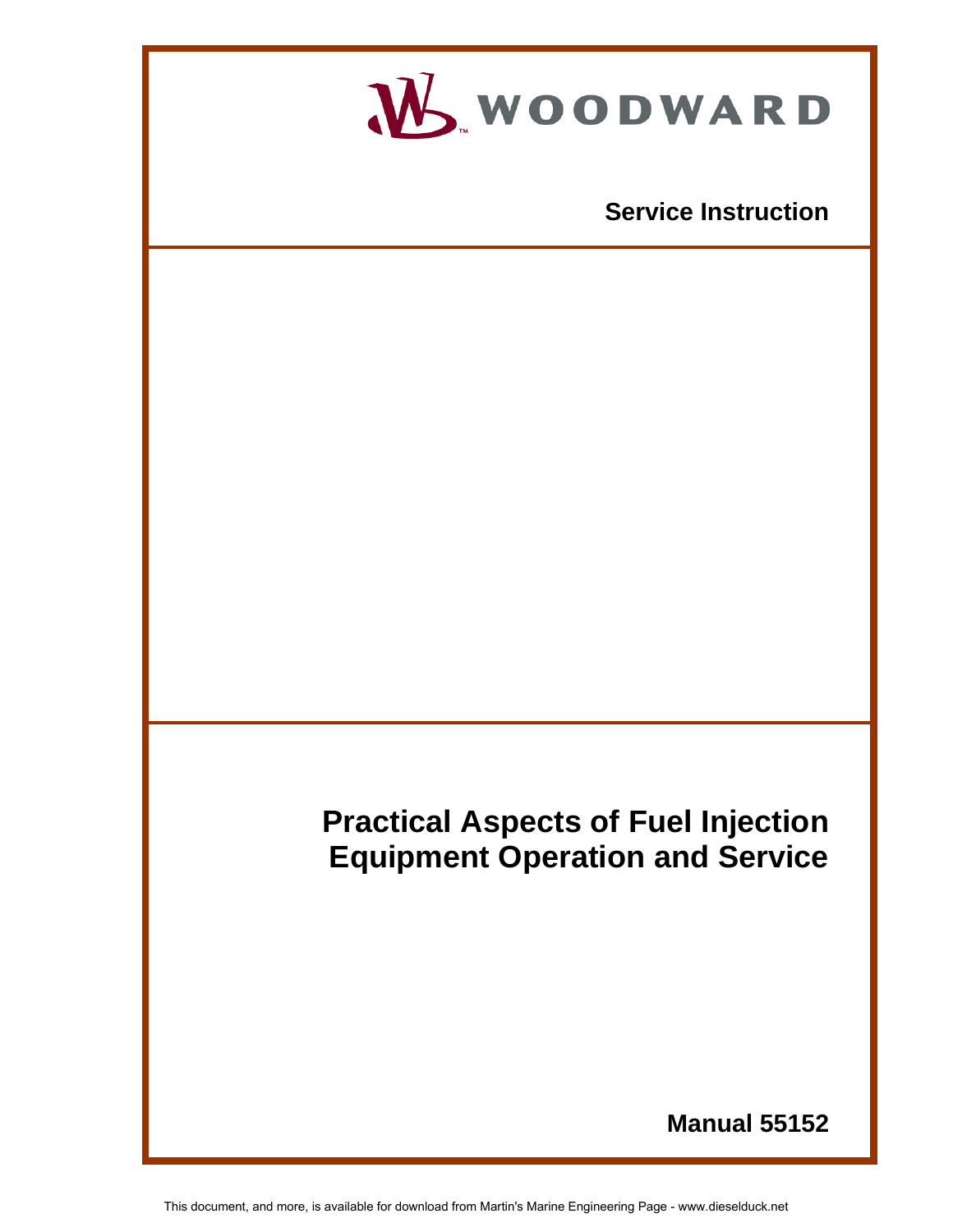WOODWARD

**Service Instruction**

# Practical Aspects of Fuel Injection Equipment Operation and Service

**Manual 55152**

This document, and more, is available for download from Martin's Marine Engineering Page - www.dieselduck.net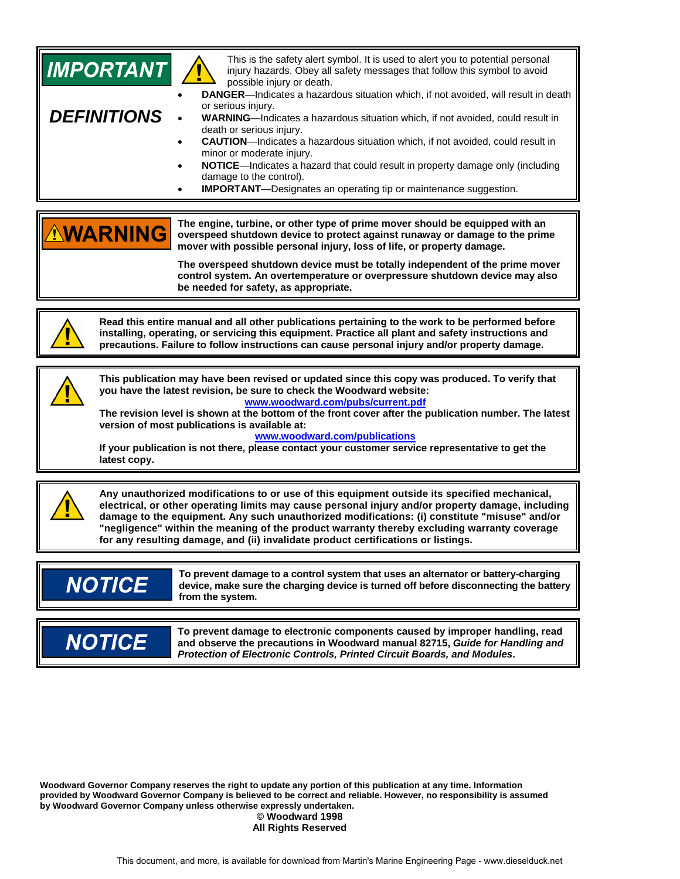**IMPORTANT DEFINITIONS**

This is the safety alert symbol. It is used to alert you to potential personal injury hazards. Obey all safety messages that follow this symbol to avoid possible injury or death.

- **DANGER**—Indicates a hazardous situation which, if not avoided, will result in death or serious injury.
- **WARNING**—Indicates a hazardous situation which, if not avoided, could result in death or serious injury.
- **CAUTION**—Indicates a hazardous situation which, if not avoided, could result in minor or moderate injury.
- **NOTICE**—Indicates a hazard that could result in property damage only (including damage to the control).
- **IMPORTANT**—Designates an operating tip or maintenance suggestion.

---

**WARNING**

**The engine, turbine, or other type of prime mover should be equipped with an overspeed shutdown device to protect against runaway or damage to the prime mover with possible personal injury, loss of life, or property damage.**

**The overspeed shutdown device must be totally independent of the prime mover control system. An overtemperature or overpressure shutdown device may also be needed for safety, as appropriate.**

---

**Read this entire manual and all other publications pertaining to the work to be performed before installing, operating, or servicing this equipment. Practice all plant and safety instructions and precautions. Failure to follow instructions can cause personal injury and/or property damage.**

---

**This publication may have been revised or updated since this copy was produced. To verify that you have the latest revision, be sure to check the Woodward website:**

**www.woodward.com/pubs/current.pdf**

**The revision level is shown at the bottom of the front cover after the publication number. The latest version of most publications is available at:**

**www.woodward.com/publications**

**If your publication is not there, please contact your customer service representative to get the latest copy.**

---

**Any unauthorized modifications to or use of this equipment outside its specified mechanical, electrical, or other operating limits may cause personal injury and/or property damage, including damage to the equipment. Any such unauthorized modifications: (i) constitute "misuse" and/or "negligence" within the meaning of the product warranty thereby excluding warranty coverage for any resulting damage, and (ii) invalidate product certifications or listings.**

---

**NOTICE**

**To prevent damage to a control system that uses an alternator or battery-charging device, make sure the charging device is turned off before disconnecting the battery from the system.**

---

**NOTICE**

**To prevent damage to electronic components caused by improper handling, read and observe the precautions in Woodward manual 82715, *Guide for Handling and Protection of Electronic Controls, Printed Circuit Boards, and Modules*.**

---

**Woodward Governor Company reserves the right to update any portion of this publication at any time. Information provided by Woodward Governor Company is believed to be correct and reliable. However, no responsibility is assumed by Woodward Governor Company unless otherwise expressly undertaken.**

**© Woodward 1998**
**All Rights Reserved**

This document, and more, is available for download from Martin's Marine Engineering Page - www.dieselduck.net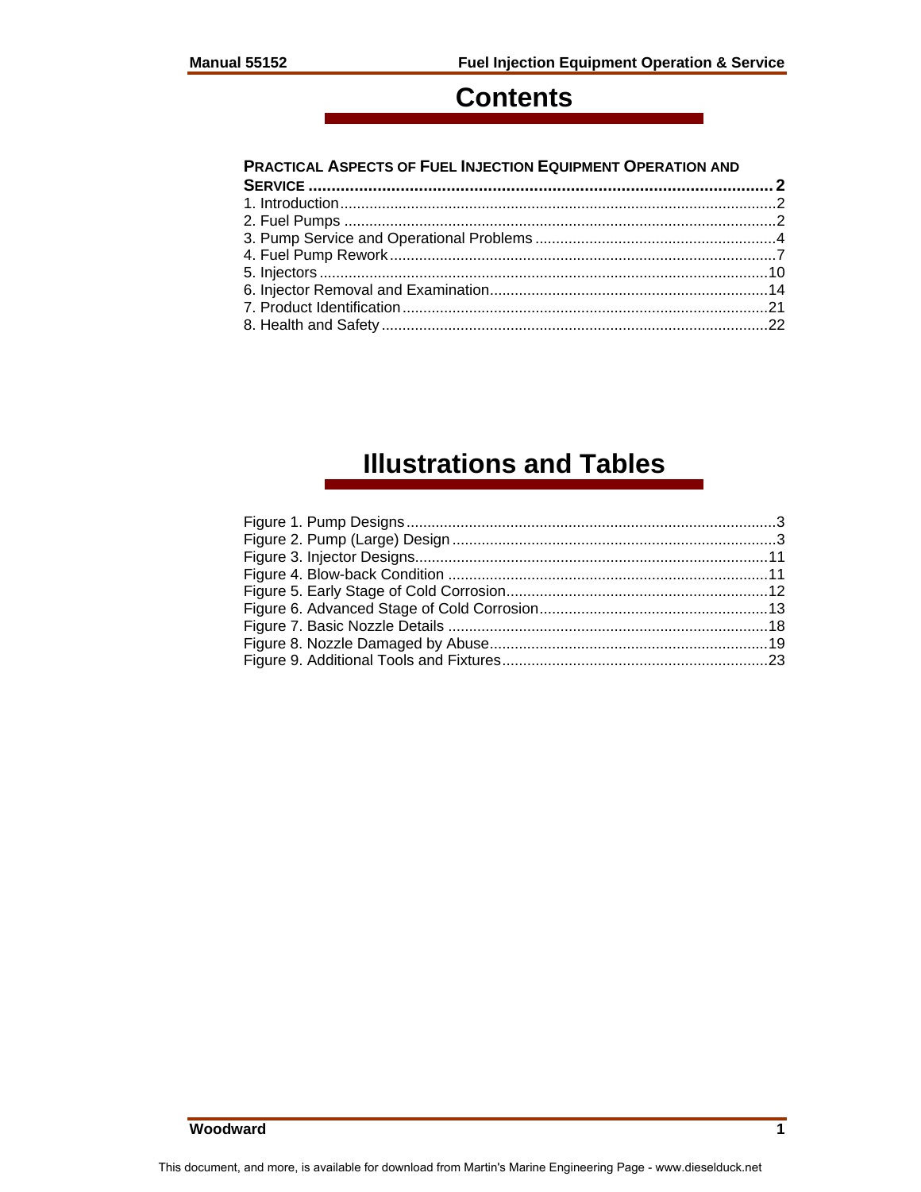# Contents

**PRACTICAL ASPECTS OF FUEL INJECTION EQUIPMENT OPERATION AND SERVICE** ..... 2

1. Introduction ..... 2
2. Fuel Pumps ..... 2
3. Pump Service and Operational Problems ..... 4
4. Fuel Pump Rework ..... 7
5. Injectors ..... 10
6. Injector Removal and Examination ..... 14
7. Product Identification ..... 21
8. Health and Safety ..... 22

# Illustrations and Tables

Figure 1. Pump Designs ..... 3
Figure 2. Pump (Large) Design ..... 3
Figure 3. Injector Designs ..... 11
Figure 4. Blow-back Condition ..... 11
Figure 5. Early Stage of Cold Corrosion ..... 12
Figure 6. Advanced Stage of Cold Corrosion ..... 13
Figure 7. Basic Nozzle Details ..... 18
Figure 8. Nozzle Damaged by Abuse ..... 19
Figure 9. Additional Tools and Fixtures ..... 23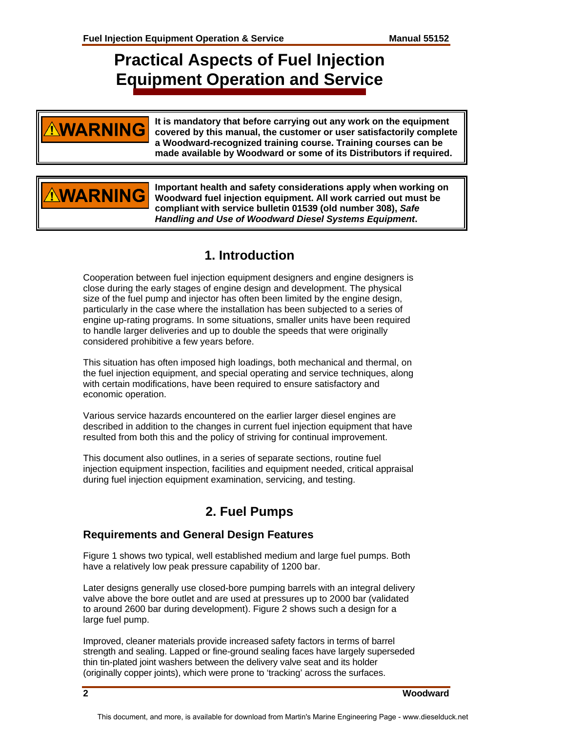# Practical Aspects of Fuel Injection Equipment Operation and Service

> **⚠WARNING** It is mandatory that before carrying out any work on the equipment covered by this manual, the customer or user satisfactorily complete a Woodward-recognized training course. Training courses can be made available by Woodward or some of its Distributors if required.

> **⚠WARNING** Important health and safety considerations apply when working on Woodward fuel injection equipment. All work carried out must be compliant with service bulletin 01539 (old number 308), ***Safe Handling and Use of Woodward Diesel Systems Equipment***.

## 1. Introduction

Cooperation between fuel injection equipment designers and engine designers is close during the early stages of engine design and development. The physical size of the fuel pump and injector has often been limited by the engine design, particularly in the case where the installation has been subjected to a series of engine up-rating programs. In some situations, smaller units have been required to handle larger deliveries and up to double the speeds that were originally considered prohibitive a few years before.

This situation has often imposed high loadings, both mechanical and thermal, on the fuel injection equipment, and special operating and service techniques, along with certain modifications, have been required to ensure satisfactory and economic operation.

Various service hazards encountered on the earlier larger diesel engines are described in addition to the changes in current fuel injection equipment that have resulted from both this and the policy of striving for continual improvement.

This document also outlines, in a series of separate sections, routine fuel injection equipment inspection, facilities and equipment needed, critical appraisal during fuel injection equipment examination, servicing, and testing.

## 2. Fuel Pumps

### Requirements and General Design Features

Figure 1 shows two typical, well established medium and large fuel pumps. Both have a relatively low peak pressure capability of 1200 bar.

Later designs generally use closed-bore pumping barrels with an integral delivery valve above the bore outlet and are used at pressures up to 2000 bar (validated to around 2600 bar during development). Figure 2 shows such a design for a large fuel pump.

Improved, cleaner materials provide increased safety factors in terms of barrel strength and sealing. Lapped or fine-ground sealing faces have largely superseded thin tin-plated joint washers between the delivery valve seat and its holder (originally copper joints), which were prone to 'tracking' across the surfaces.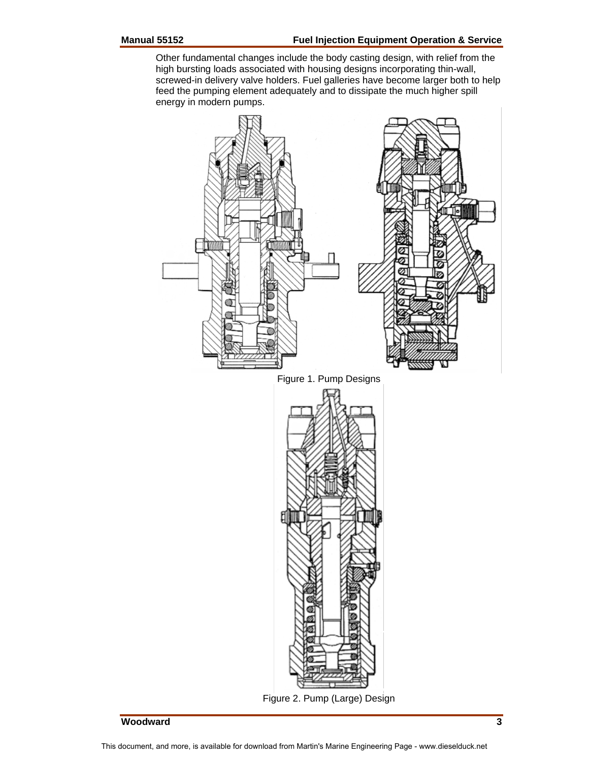Other fundamental changes include the body casting design, with relief from the high bursting loads associated with housing designs incorporating thin-wall, screwed-in delivery valve holders. Fuel galleries have become larger both to help feed the pumping element adequately and to dissipate the much higher spill energy in modern pumps.

Figure 1. Pump Designs

Figure 2. Pump (Large) Design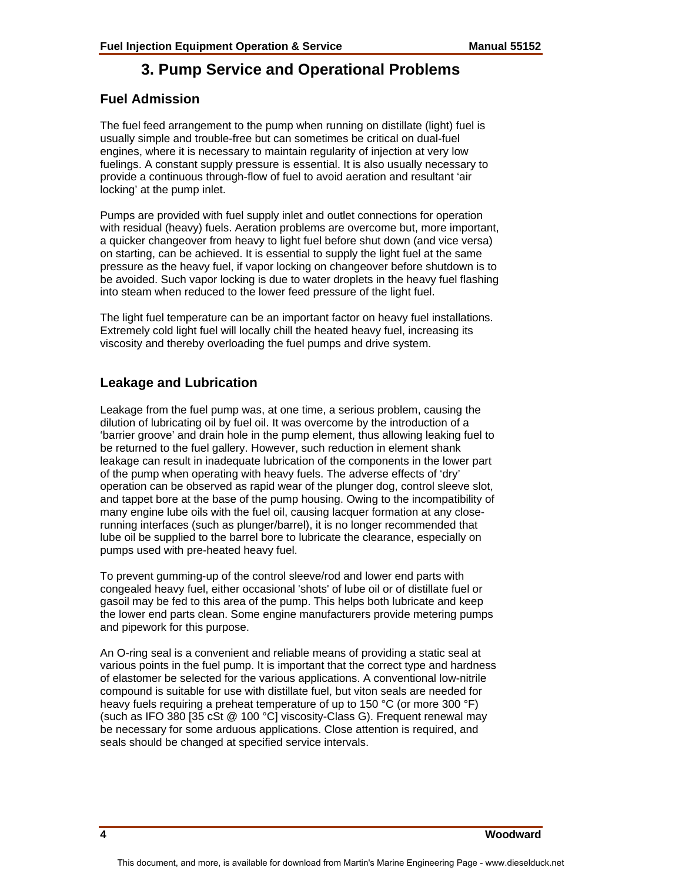# 3. Pump Service and Operational Problems

## Fuel Admission

The fuel feed arrangement to the pump when running on distillate (light) fuel is usually simple and trouble-free but can sometimes be critical on dual-fuel engines, where it is necessary to maintain regularity of injection at very low fuelings. A constant supply pressure is essential. It is also usually necessary to provide a continuous through-flow of fuel to avoid aeration and resultant 'air locking' at the pump inlet.

Pumps are provided with fuel supply inlet and outlet connections for operation with residual (heavy) fuels. Aeration problems are overcome but, more important, a quicker changeover from heavy to light fuel before shut down (and vice versa) on starting, can be achieved. It is essential to supply the light fuel at the same pressure as the heavy fuel, if vapor locking on changeover before shutdown is to be avoided. Such vapor locking is due to water droplets in the heavy fuel flashing into steam when reduced to the lower feed pressure of the light fuel.

The light fuel temperature can be an important factor on heavy fuel installations. Extremely cold light fuel will locally chill the heated heavy fuel, increasing its viscosity and thereby overloading the fuel pumps and drive system.

## Leakage and Lubrication

Leakage from the fuel pump was, at one time, a serious problem, causing the dilution of lubricating oil by fuel oil. It was overcome by the introduction of a 'barrier groove' and drain hole in the pump element, thus allowing leaking fuel to be returned to the fuel gallery. However, such reduction in element shank leakage can result in inadequate lubrication of the components in the lower part of the pump when operating with heavy fuels. The adverse effects of 'dry' operation can be observed as rapid wear of the plunger dog, control sleeve slot, and tappet bore at the base of the pump housing. Owing to the incompatibility of many engine lube oils with the fuel oil, causing lacquer formation at any close-running interfaces (such as plunger/barrel), it is no longer recommended that lube oil be supplied to the barrel bore to lubricate the clearance, especially on pumps used with pre-heated heavy fuel.

To prevent gumming-up of the control sleeve/rod and lower end parts with congealed heavy fuel, either occasional 'shots' of lube oil or of distillate fuel or gasoil may be fed to this area of the pump. This helps both lubricate and keep the lower end parts clean. Some engine manufacturers provide metering pumps and pipework for this purpose.

An O-ring seal is a convenient and reliable means of providing a static seal at various points in the fuel pump. It is important that the correct type and hardness of elastomer be selected for the various applications. A conventional low-nitrile compound is suitable for use with distillate fuel, but viton seals are needed for heavy fuels requiring a preheat temperature of up to 150 °C (or more 300 °F) (such as IFO 380 [35 cSt @ 100 °C] viscosity-Class G). Frequent renewal may be necessary for some arduous applications. Close attention is required, and seals should be changed at specified service intervals.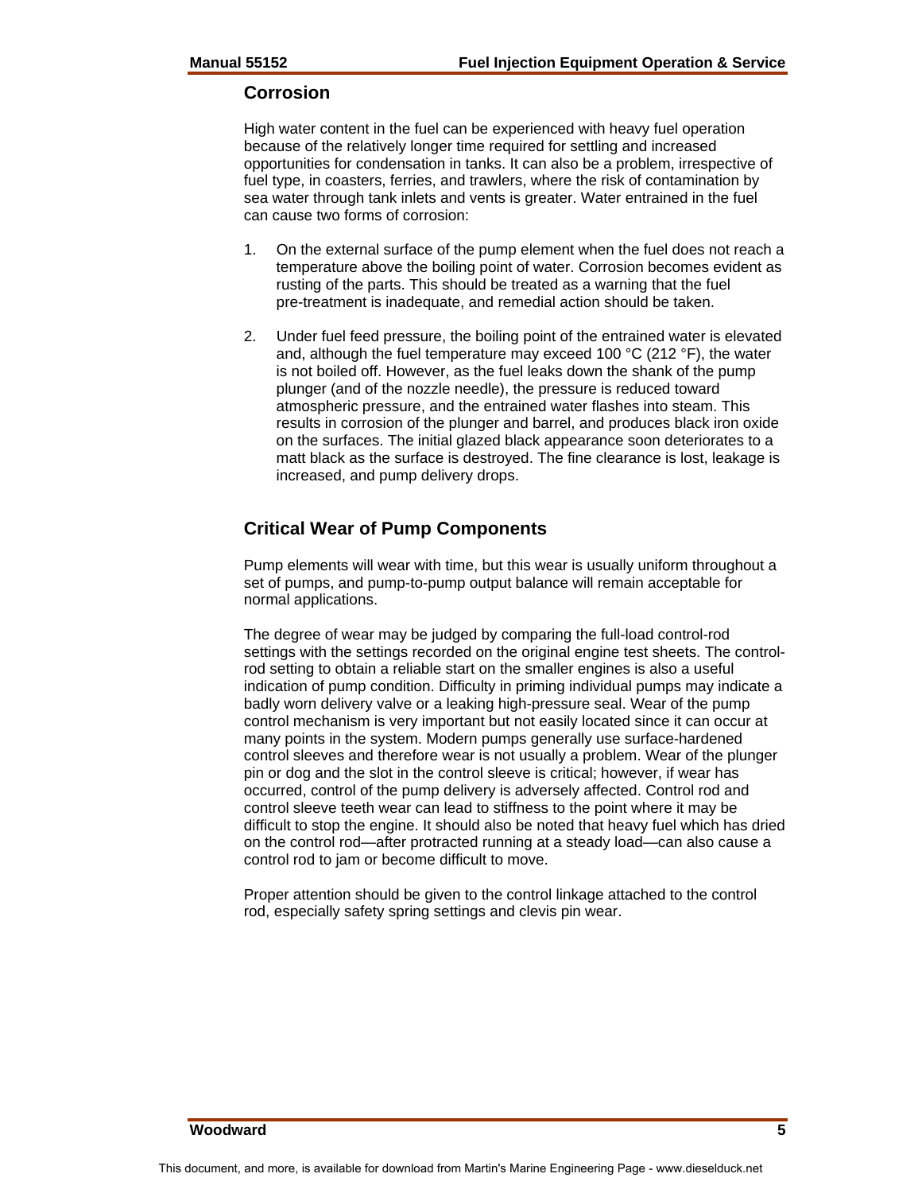## Corrosion

High water content in the fuel can be experienced with heavy fuel operation because of the relatively longer time required for settling and increased opportunities for condensation in tanks. It can also be a problem, irrespective of fuel type, in coasters, ferries, and trawlers, where the risk of contamination by sea water through tank inlets and vents is greater. Water entrained in the fuel can cause two forms of corrosion:

1. On the external surface of the pump element when the fuel does not reach a temperature above the boiling point of water. Corrosion becomes evident as rusting of the parts. This should be treated as a warning that the fuel pre-treatment is inadequate, and remedial action should be taken.

2. Under fuel feed pressure, the boiling point of the entrained water is elevated and, although the fuel temperature may exceed 100 °C (212 °F), the water is not boiled off. However, as the fuel leaks down the shank of the pump plunger (and of the nozzle needle), the pressure is reduced toward atmospheric pressure, and the entrained water flashes into steam. This results in corrosion of the plunger and barrel, and produces black iron oxide on the surfaces. The initial glazed black appearance soon deteriorates to a matt black as the surface is destroyed. The fine clearance is lost, leakage is increased, and pump delivery drops.

## Critical Wear of Pump Components

Pump elements will wear with time, but this wear is usually uniform throughout a set of pumps, and pump-to-pump output balance will remain acceptable for normal applications.

The degree of wear may be judged by comparing the full-load control-rod settings with the settings recorded on the original engine test sheets. The control-rod setting to obtain a reliable start on the smaller engines is also a useful indication of pump condition. Difficulty in priming individual pumps may indicate a badly worn delivery valve or a leaking high-pressure seal. Wear of the pump control mechanism is very important but not easily located since it can occur at many points in the system. Modern pumps generally use surface-hardened control sleeves and therefore wear is not usually a problem. Wear of the plunger pin or dog and the slot in the control sleeve is critical; however, if wear has occurred, control of the pump delivery is adversely affected. Control rod and control sleeve teeth wear can lead to stiffness to the point where it may be difficult to stop the engine. It should also be noted that heavy fuel which has dried on the control rod—after protracted running at a steady load—can also cause a control rod to jam or become difficult to move.

Proper attention should be given to the control linkage attached to the control rod, especially safety spring settings and clevis pin wear.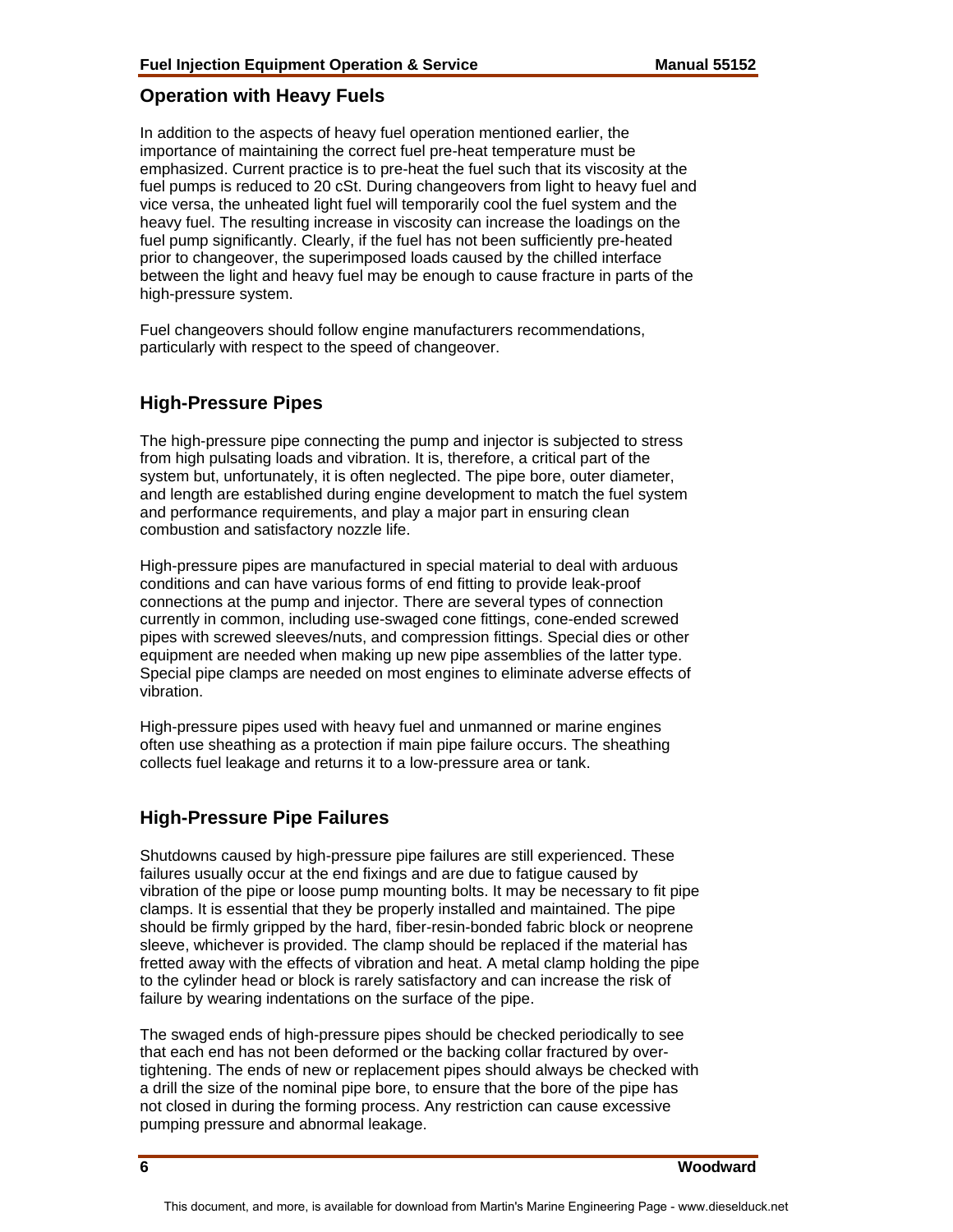## Operation with Heavy Fuels

In addition to the aspects of heavy fuel operation mentioned earlier, the importance of maintaining the correct fuel pre-heat temperature must be emphasized. Current practice is to pre-heat the fuel such that its viscosity at the fuel pumps is reduced to 20 cSt. During changeovers from light to heavy fuel and vice versa, the unheated light fuel will temporarily cool the fuel system and the heavy fuel. The resulting increase in viscosity can increase the loadings on the fuel pump significantly. Clearly, if the fuel has not been sufficiently pre-heated prior to changeover, the superimposed loads caused by the chilled interface between the light and heavy fuel may be enough to cause fracture in parts of the high-pressure system.

Fuel changeovers should follow engine manufacturers recommendations, particularly with respect to the speed of changeover.

## High-Pressure Pipes

The high-pressure pipe connecting the pump and injector is subjected to stress from high pulsating loads and vibration. It is, therefore, a critical part of the system but, unfortunately, it is often neglected. The pipe bore, outer diameter, and length are established during engine development to match the fuel system and performance requirements, and play a major part in ensuring clean combustion and satisfactory nozzle life.

High-pressure pipes are manufactured in special material to deal with arduous conditions and can have various forms of end fitting to provide leak-proof connections at the pump and injector. There are several types of connection currently in common, including use-swaged cone fittings, cone-ended screwed pipes with screwed sleeves/nuts, and compression fittings. Special dies or other equipment are needed when making up new pipe assemblies of the latter type. Special pipe clamps are needed on most engines to eliminate adverse effects of vibration.

High-pressure pipes used with heavy fuel and unmanned or marine engines often use sheathing as a protection if main pipe failure occurs. The sheathing collects fuel leakage and returns it to a low-pressure area or tank.

## High-Pressure Pipe Failures

Shutdowns caused by high-pressure pipe failures are still experienced. These failures usually occur at the end fixings and are due to fatigue caused by vibration of the pipe or loose pump mounting bolts. It may be necessary to fit pipe clamps. It is essential that they be properly installed and maintained. The pipe should be firmly gripped by the hard, fiber-resin-bonded fabric block or neoprene sleeve, whichever is provided. The clamp should be replaced if the material has fretted away with the effects of vibration and heat. A metal clamp holding the pipe to the cylinder head or block is rarely satisfactory and can increase the risk of failure by wearing indentations on the surface of the pipe.

The swaged ends of high-pressure pipes should be checked periodically to see that each end has not been deformed or the backing collar fractured by over-tightening. The ends of new or replacement pipes should always be checked with a drill the size of the nominal pipe bore, to ensure that the bore of the pipe has not closed in during the forming process. Any restriction can cause excessive pumping pressure and abnormal leakage.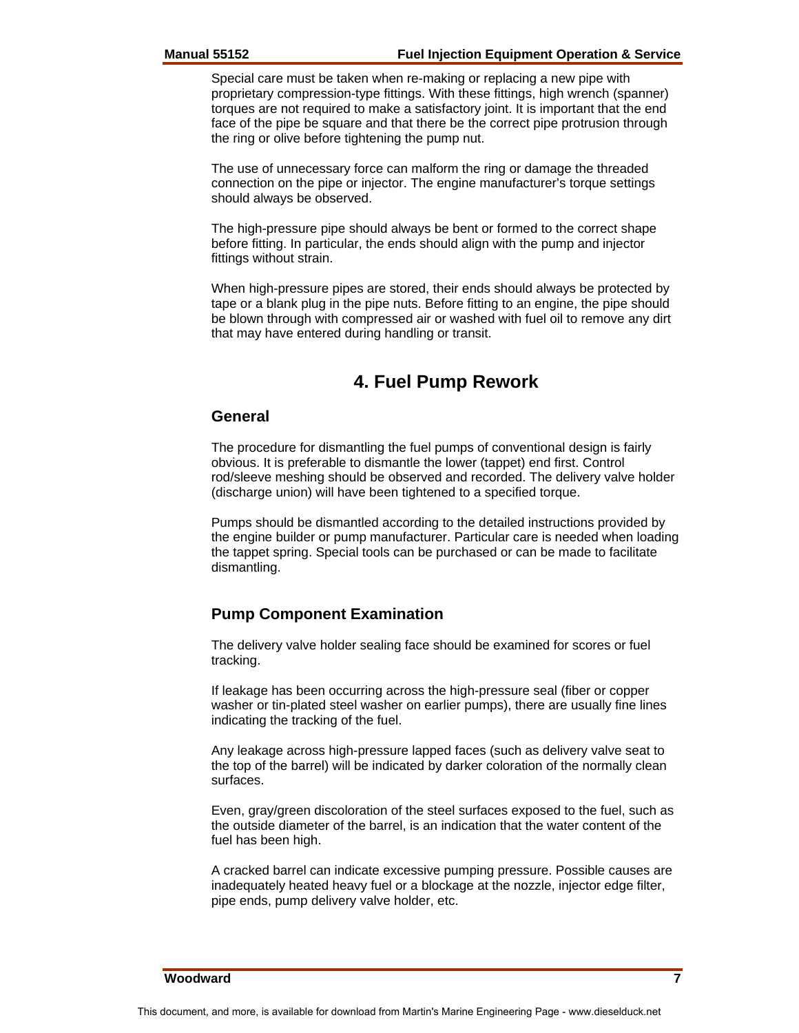Special care must be taken when re-making or replacing a new pipe with proprietary compression-type fittings. With these fittings, high wrench (spanner) torques are not required to make a satisfactory joint. It is important that the end face of the pipe be square and that there be the correct pipe protrusion through the ring or olive before tightening the pump nut.

The use of unnecessary force can malform the ring or damage the threaded connection on the pipe or injector. The engine manufacturer's torque settings should always be observed.

The high-pressure pipe should always be bent or formed to the correct shape before fitting. In particular, the ends should align with the pump and injector fittings without strain.

When high-pressure pipes are stored, their ends should always be protected by tape or a blank plug in the pipe nuts. Before fitting to an engine, the pipe should be blown through with compressed air or washed with fuel oil to remove any dirt that may have entered during handling or transit.

# 4. Fuel Pump Rework

## General

The procedure for dismantling the fuel pumps of conventional design is fairly obvious. It is preferable to dismantle the lower (tappet) end first. Control rod/sleeve meshing should be observed and recorded. The delivery valve holder (discharge union) will have been tightened to a specified torque.

Pumps should be dismantled according to the detailed instructions provided by the engine builder or pump manufacturer. Particular care is needed when loading the tappet spring. Special tools can be purchased or can be made to facilitate dismantling.

## Pump Component Examination

The delivery valve holder sealing face should be examined for scores or fuel tracking.

If leakage has been occurring across the high-pressure seal (fiber or copper washer or tin-plated steel washer on earlier pumps), there are usually fine lines indicating the tracking of the fuel.

Any leakage across high-pressure lapped faces (such as delivery valve seat to the top of the barrel) will be indicated by darker coloration of the normally clean surfaces.

Even, gray/green discoloration of the steel surfaces exposed to the fuel, such as the outside diameter of the barrel, is an indication that the water content of the fuel has been high.

A cracked barrel can indicate excessive pumping pressure. Possible causes are inadequately heated heavy fuel or a blockage at the nozzle, injector edge filter, pipe ends, pump delivery valve holder, etc.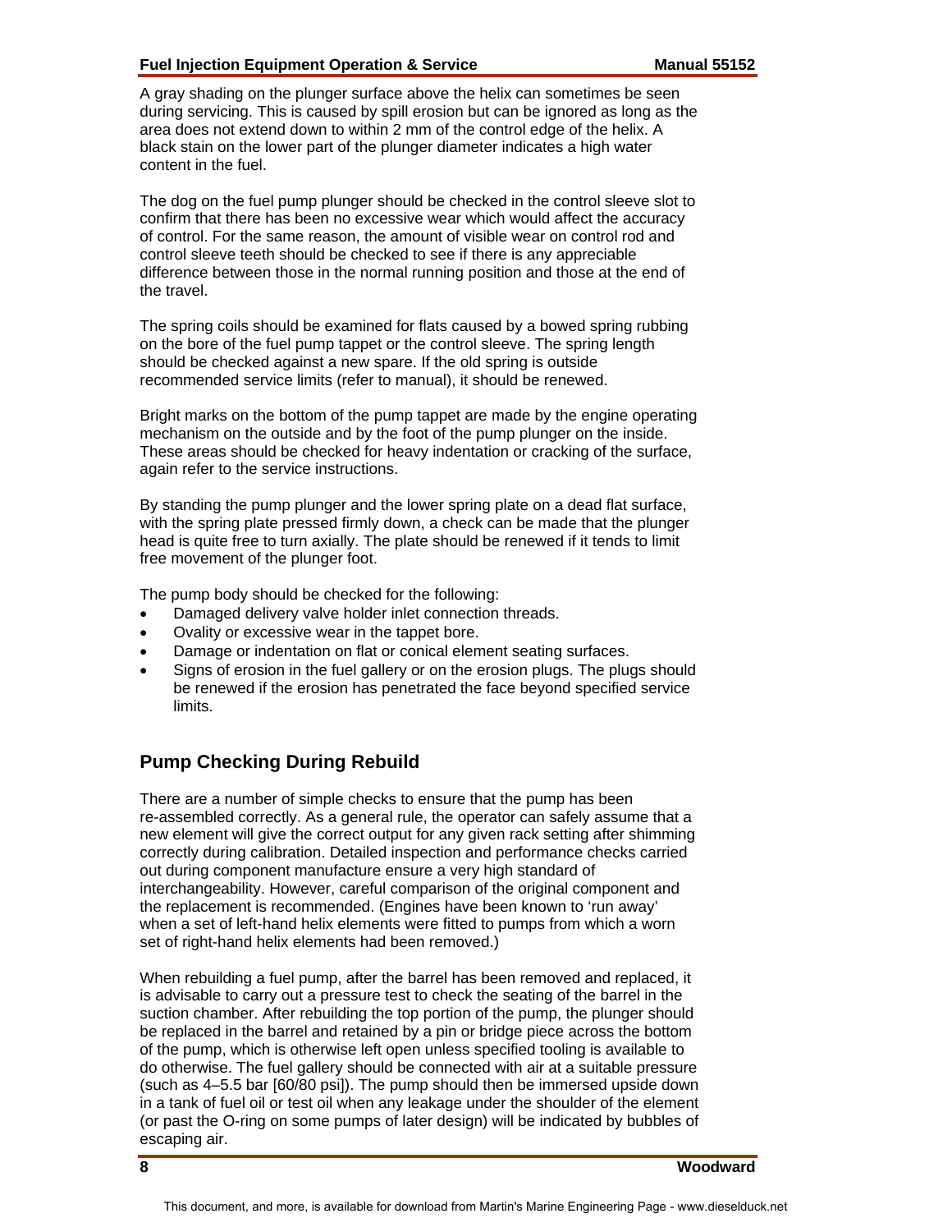A gray shading on the plunger surface above the helix can sometimes be seen during servicing. This is caused by spill erosion but can be ignored as long as the area does not extend down to within 2 mm of the control edge of the helix. A black stain on the lower part of the plunger diameter indicates a high water content in the fuel.

The dog on the fuel pump plunger should be checked in the control sleeve slot to confirm that there has been no excessive wear which would affect the accuracy of control. For the same reason, the amount of visible wear on control rod and control sleeve teeth should be checked to see if there is any appreciable difference between those in the normal running position and those at the end of the travel.

The spring coils should be examined for flats caused by a bowed spring rubbing on the bore of the fuel pump tappet or the control sleeve. The spring length should be checked against a new spare. If the old spring is outside recommended service limits (refer to manual), it should be renewed.

Bright marks on the bottom of the pump tappet are made by the engine operating mechanism on the outside and by the foot of the pump plunger on the inside. These areas should be checked for heavy indentation or cracking of the surface, again refer to the service instructions.

By standing the pump plunger and the lower spring plate on a dead flat surface, with the spring plate pressed firmly down, a check can be made that the plunger head is quite free to turn axially. The plate should be renewed if it tends to limit free movement of the plunger foot.

The pump body should be checked for the following:

- Damaged delivery valve holder inlet connection threads.
- Ovality or excessive wear in the tappet bore.
- Damage or indentation on flat or conical element seating surfaces.
- Signs of erosion in the fuel gallery or on the erosion plugs. The plugs should be renewed if the erosion has penetrated the face beyond specified service limits.

## Pump Checking During Rebuild

There are a number of simple checks to ensure that the pump has been re-assembled correctly. As a general rule, the operator can safely assume that a new element will give the correct output for any given rack setting after shimming correctly during calibration. Detailed inspection and performance checks carried out during component manufacture ensure a very high standard of interchangeability. However, careful comparison of the original component and the replacement is recommended. (Engines have been known to 'run away' when a set of left-hand helix elements were fitted to pumps from which a worn set of right-hand helix elements had been removed.)

When rebuilding a fuel pump, after the barrel has been removed and replaced, it is advisable to carry out a pressure test to check the seating of the barrel in the suction chamber. After rebuilding the top portion of the pump, the plunger should be replaced in the barrel and retained by a pin or bridge piece across the bottom of the pump, which is otherwise left open unless specified tooling is available to do otherwise. The fuel gallery should be connected with air at a suitable pressure (such as 4–5.5 bar [60/80 psi]). The pump should then be immersed upside down in a tank of fuel oil or test oil when any leakage under the shoulder of the element (or past the O-ring on some pumps of later design) will be indicated by bubbles of escaping air.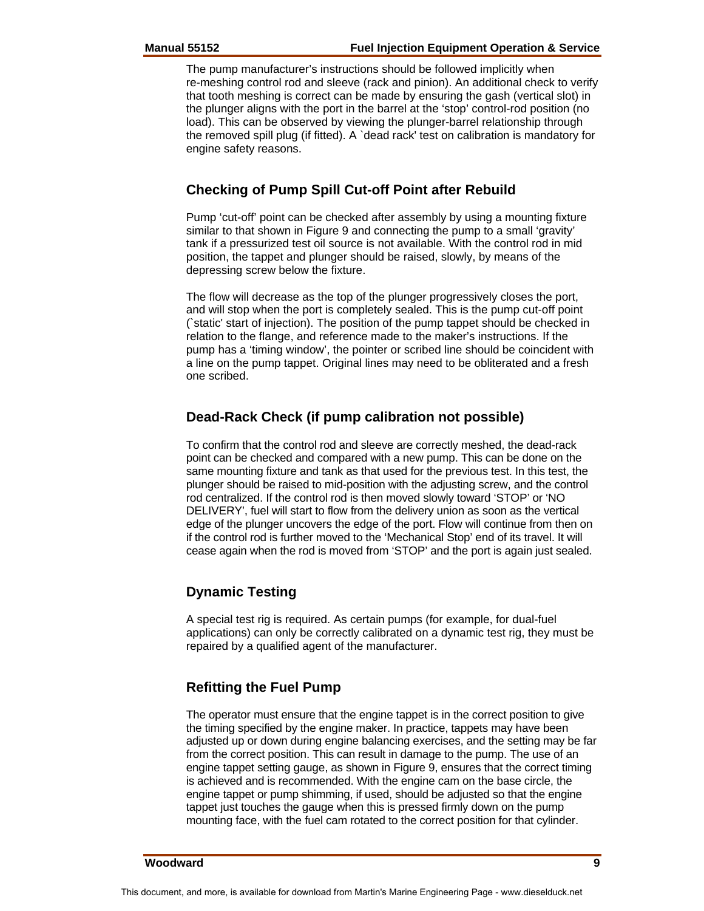The pump manufacturer's instructions should be followed implicitly when re-meshing control rod and sleeve (rack and pinion). An additional check to verify that tooth meshing is correct can be made by ensuring the gash (vertical slot) in the plunger aligns with the port in the barrel at the 'stop' control-rod position (no load). This can be observed by viewing the plunger-barrel relationship through the removed spill plug (if fitted). A `dead rack' test on calibration is mandatory for engine safety reasons.

## Checking of Pump Spill Cut-off Point after Rebuild

Pump 'cut-off' point can be checked after assembly by using a mounting fixture similar to that shown in Figure 9 and connecting the pump to a small 'gravity' tank if a pressurized test oil source is not available. With the control rod in mid position, the tappet and plunger should be raised, slowly, by means of the depressing screw below the fixture.

The flow will decrease as the top of the plunger progressively closes the port, and will stop when the port is completely sealed. This is the pump cut-off point (`static' start of injection). The position of the pump tappet should be checked in relation to the flange, and reference made to the maker's instructions. If the pump has a 'timing window', the pointer or scribed line should be coincident with a line on the pump tappet. Original lines may need to be obliterated and a fresh one scribed.

## Dead-Rack Check (if pump calibration not possible)

To confirm that the control rod and sleeve are correctly meshed, the dead-rack point can be checked and compared with a new pump. This can be done on the same mounting fixture and tank as that used for the previous test. In this test, the plunger should be raised to mid-position with the adjusting screw, and the control rod centralized. If the control rod is then moved slowly toward 'STOP' or 'NO DELIVERY', fuel will start to flow from the delivery union as soon as the vertical edge of the plunger uncovers the edge of the port. Flow will continue from then on if the control rod is further moved to the 'Mechanical Stop' end of its travel. It will cease again when the rod is moved from 'STOP' and the port is again just sealed.

## Dynamic Testing

A special test rig is required. As certain pumps (for example, for dual-fuel applications) can only be correctly calibrated on a dynamic test rig, they must be repaired by a qualified agent of the manufacturer.

## Refitting the Fuel Pump

The operator must ensure that the engine tappet is in the correct position to give the timing specified by the engine maker. In practice, tappets may have been adjusted up or down during engine balancing exercises, and the setting may be far from the correct position. This can result in damage to the pump. The use of an engine tappet setting gauge, as shown in Figure 9, ensures that the correct timing is achieved and is recommended. With the engine cam on the base circle, the engine tappet or pump shimming, if used, should be adjusted so that the engine tappet just touches the gauge when this is pressed firmly down on the pump mounting face, with the fuel cam rotated to the correct position for that cylinder.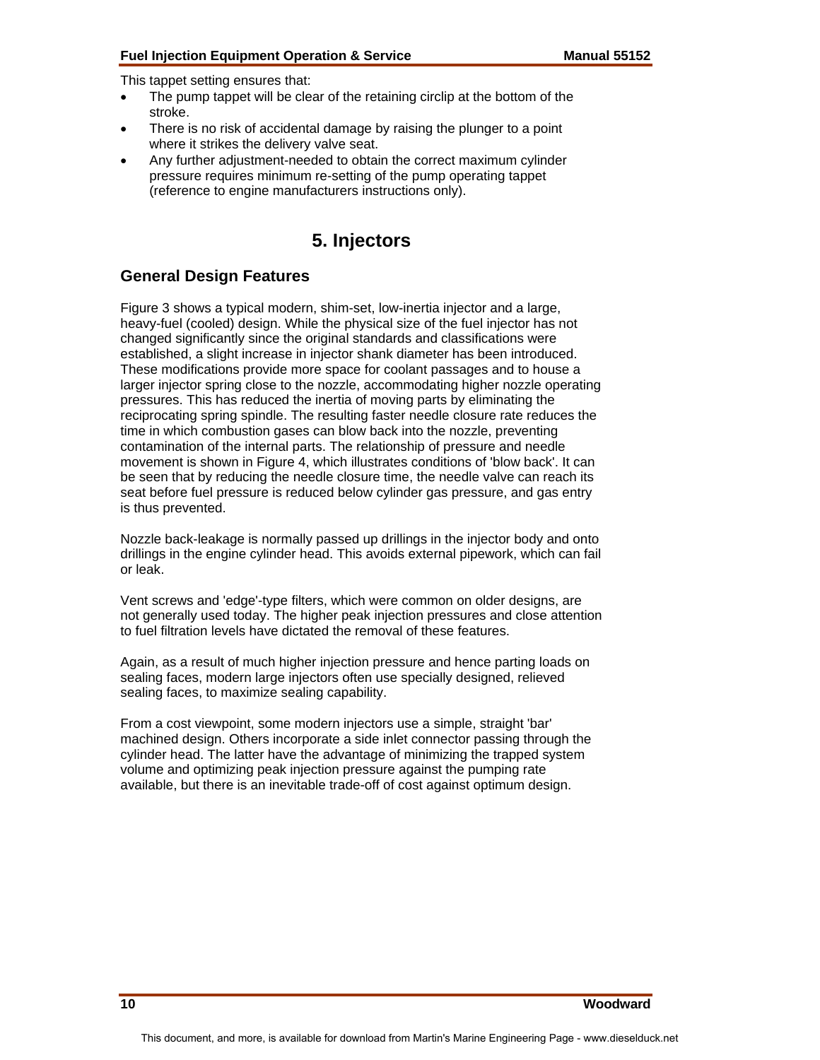This tappet setting ensures that:

- The pump tappet will be clear of the retaining circlip at the bottom of the stroke.
- There is no risk of accidental damage by raising the plunger to a point where it strikes the delivery valve seat.
- Any further adjustment-needed to obtain the correct maximum cylinder pressure requires minimum re-setting of the pump operating tappet (reference to engine manufacturers instructions only).

# 5. Injectors

## General Design Features

Figure 3 shows a typical modern, shim-set, low-inertia injector and a large, heavy-fuel (cooled) design. While the physical size of the fuel injector has not changed significantly since the original standards and classifications were established, a slight increase in injector shank diameter has been introduced. These modifications provide more space for coolant passages and to house a larger injector spring close to the nozzle, accommodating higher nozzle operating pressures. This has reduced the inertia of moving parts by eliminating the reciprocating spring spindle. The resulting faster needle closure rate reduces the time in which combustion gases can blow back into the nozzle, preventing contamination of the internal parts. The relationship of pressure and needle movement is shown in Figure 4, which illustrates conditions of 'blow back'. It can be seen that by reducing the needle closure time, the needle valve can reach its seat before fuel pressure is reduced below cylinder gas pressure, and gas entry is thus prevented.

Nozzle back-leakage is normally passed up drillings in the injector body and onto drillings in the engine cylinder head. This avoids external pipework, which can fail or leak.

Vent screws and 'edge'-type filters, which were common on older designs, are not generally used today. The higher peak injection pressures and close attention to fuel filtration levels have dictated the removal of these features.

Again, as a result of much higher injection pressure and hence parting loads on sealing faces, modern large injectors often use specially designed, relieved sealing faces, to maximize sealing capability.

From a cost viewpoint, some modern injectors use a simple, straight 'bar' machined design. Others incorporate a side inlet connector passing through the cylinder head. The latter have the advantage of minimizing the trapped system volume and optimizing peak injection pressure against the pumping rate available, but there is an inevitable trade-off of cost against optimum design.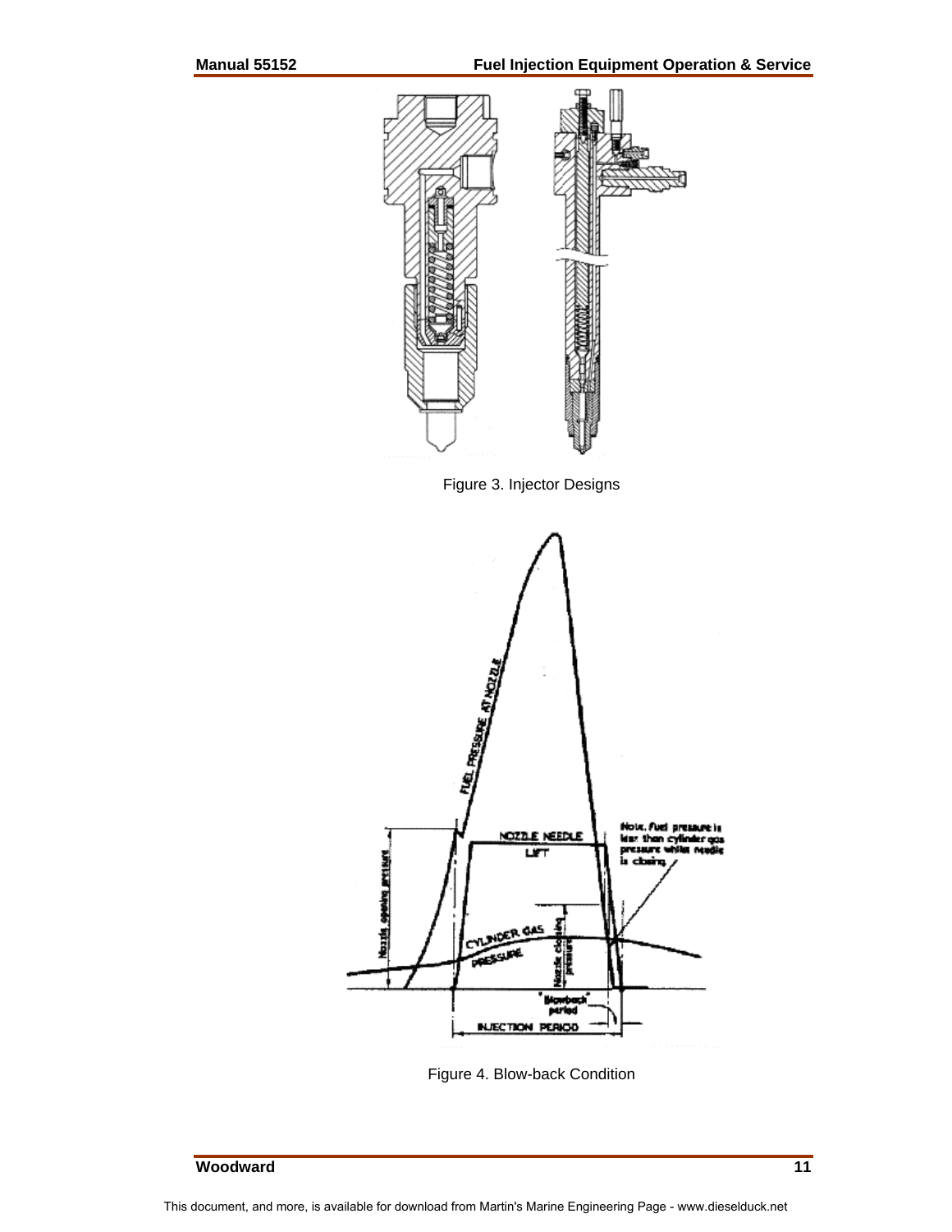Figure 3. Injector Designs

Figure 4. Blow-back Condition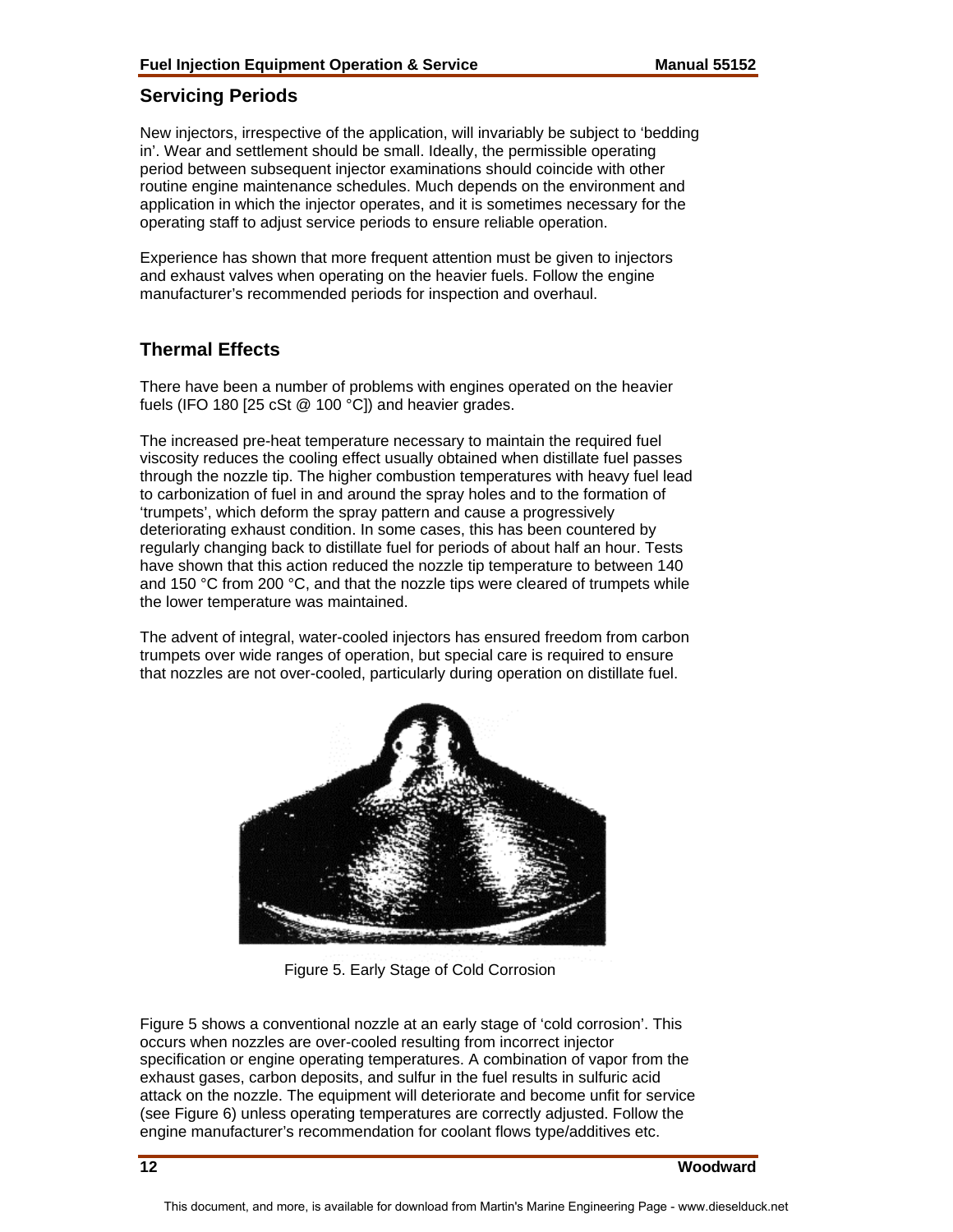## Servicing Periods

New injectors, irrespective of the application, will invariably be subject to 'bedding in'. Wear and settlement should be small. Ideally, the permissible operating period between subsequent injector examinations should coincide with other routine engine maintenance schedules. Much depends on the environment and application in which the injector operates, and it is sometimes necessary for the operating staff to adjust service periods to ensure reliable operation.

Experience has shown that more frequent attention must be given to injectors and exhaust valves when operating on the heavier fuels. Follow the engine manufacturer's recommended periods for inspection and overhaul.

## Thermal Effects

There have been a number of problems with engines operated on the heavier fuels (IFO 180 [25 cSt @ 100 °C]) and heavier grades.

The increased pre-heat temperature necessary to maintain the required fuel viscosity reduces the cooling effect usually obtained when distillate fuel passes through the nozzle tip. The higher combustion temperatures with heavy fuel lead to carbonization of fuel in and around the spray holes and to the formation of 'trumpets', which deform the spray pattern and cause a progressively deteriorating exhaust condition. In some cases, this has been countered by regularly changing back to distillate fuel for periods of about half an hour. Tests have shown that this action reduced the nozzle tip temperature to between 140 and 150 °C from 200 °C, and that the nozzle tips were cleared of trumpets while the lower temperature was maintained.

The advent of integral, water-cooled injectors has ensured freedom from carbon trumpets over wide ranges of operation, but special care is required to ensure that nozzles are not over-cooled, particularly during operation on distillate fuel.

Figure 5. Early Stage of Cold Corrosion

Figure 5 shows a conventional nozzle at an early stage of 'cold corrosion'. This occurs when nozzles are over-cooled resulting from incorrect injector specification or engine operating temperatures. A combination of vapor from the exhaust gases, carbon deposits, and sulfur in the fuel results in sulfuric acid attack on the nozzle. The equipment will deteriorate and become unfit for service (see Figure 6) unless operating temperatures are correctly adjusted. Follow the engine manufacturer's recommendation for coolant flows type/additives etc.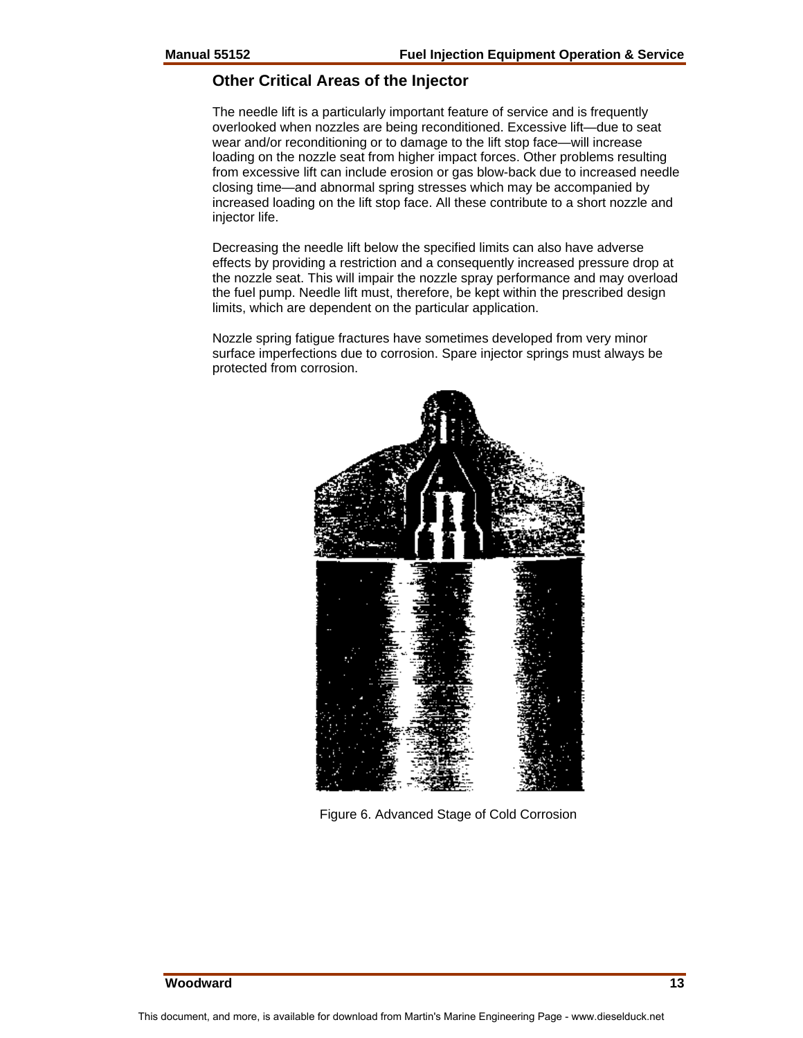## Other Critical Areas of the Injector

The needle lift is a particularly important feature of service and is frequently overlooked when nozzles are being reconditioned. Excessive lift—due to seat wear and/or reconditioning or to damage to the lift stop face—will increase loading on the nozzle seat from higher impact forces. Other problems resulting from excessive lift can include erosion or gas blow-back due to increased needle closing time—and abnormal spring stresses which may be accompanied by increased loading on the lift stop face. All these contribute to a short nozzle and injector life.

Decreasing the needle lift below the specified limits can also have adverse effects by providing a restriction and a consequently increased pressure drop at the nozzle seat. This will impair the nozzle spray performance and may overload the fuel pump. Needle lift must, therefore, be kept within the prescribed design limits, which are dependent on the particular application.

Nozzle spring fatigue fractures have sometimes developed from very minor surface imperfections due to corrosion. Spare injector springs must always be protected from corrosion.

Figure 6. Advanced Stage of Cold Corrosion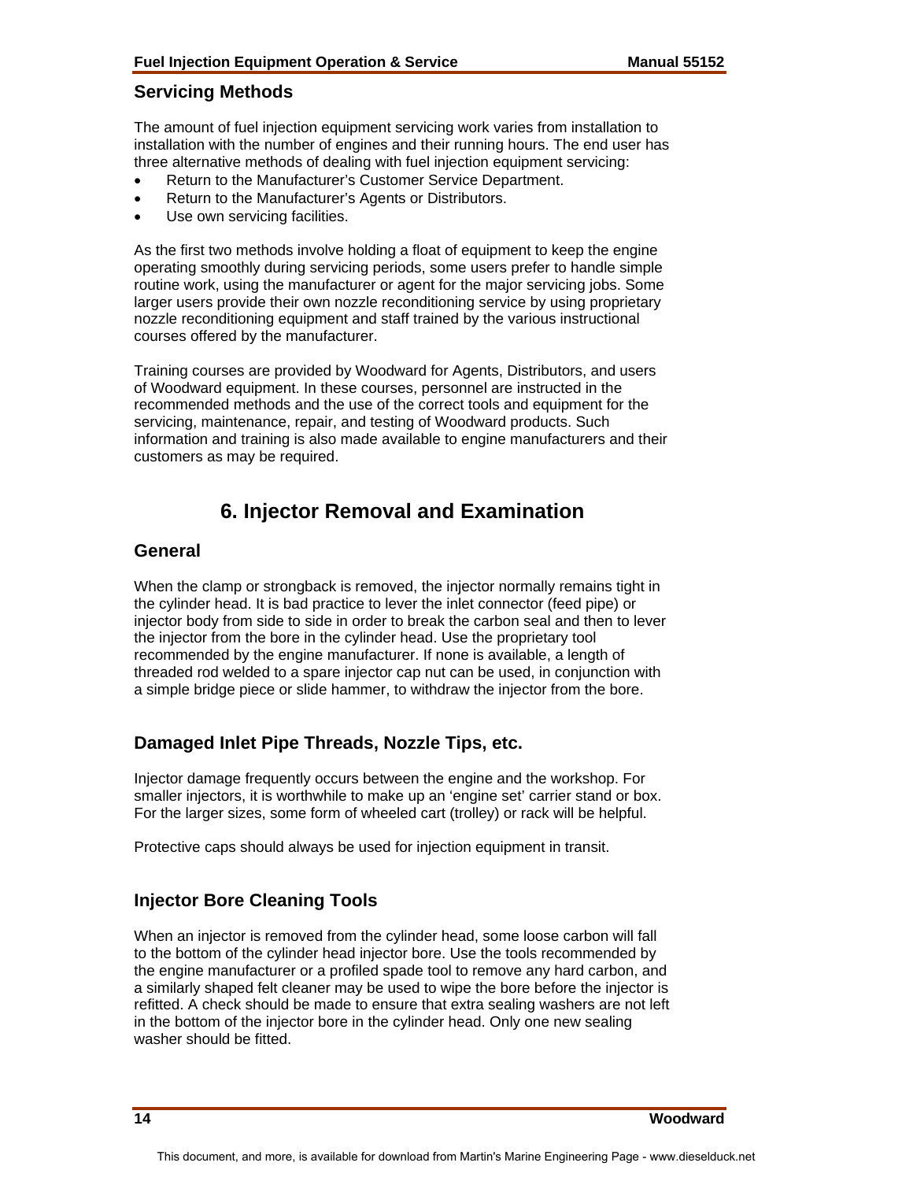## Servicing Methods

The amount of fuel injection equipment servicing work varies from installation to installation with the number of engines and their running hours. The end user has three alternative methods of dealing with fuel injection equipment servicing:

- Return to the Manufacturer's Customer Service Department.
- Return to the Manufacturer's Agents or Distributors.
- Use own servicing facilities.

As the first two methods involve holding a float of equipment to keep the engine operating smoothly during servicing periods, some users prefer to handle simple routine work, using the manufacturer or agent for the major servicing jobs. Some larger users provide their own nozzle reconditioning service by using proprietary nozzle reconditioning equipment and staff trained by the various instructional courses offered by the manufacturer.

Training courses are provided by Woodward for Agents, Distributors, and users of Woodward equipment. In these courses, personnel are instructed in the recommended methods and the use of the correct tools and equipment for the servicing, maintenance, repair, and testing of Woodward products. Such information and training is also made available to engine manufacturers and their customers as may be required.

# 6. Injector Removal and Examination

## General

When the clamp or strongback is removed, the injector normally remains tight in the cylinder head. It is bad practice to lever the inlet connector (feed pipe) or injector body from side to side in order to break the carbon seal and then to lever the injector from the bore in the cylinder head. Use the proprietary tool recommended by the engine manufacturer. If none is available, a length of threaded rod welded to a spare injector cap nut can be used, in conjunction with a simple bridge piece or slide hammer, to withdraw the injector from the bore.

## Damaged Inlet Pipe Threads, Nozzle Tips, etc.

Injector damage frequently occurs between the engine and the workshop. For smaller injectors, it is worthwhile to make up an 'engine set' carrier stand or box. For the larger sizes, some form of wheeled cart (trolley) or rack will be helpful.

Protective caps should always be used for injection equipment in transit.

## Injector Bore Cleaning Tools

When an injector is removed from the cylinder head, some loose carbon will fall to the bottom of the cylinder head injector bore. Use the tools recommended by the engine manufacturer or a profiled spade tool to remove any hard carbon, and a similarly shaped felt cleaner may be used to wipe the bore before the injector is refitted. A check should be made to ensure that extra sealing washers are not left in the bottom of the injector bore in the cylinder head. Only one new sealing washer should be fitted.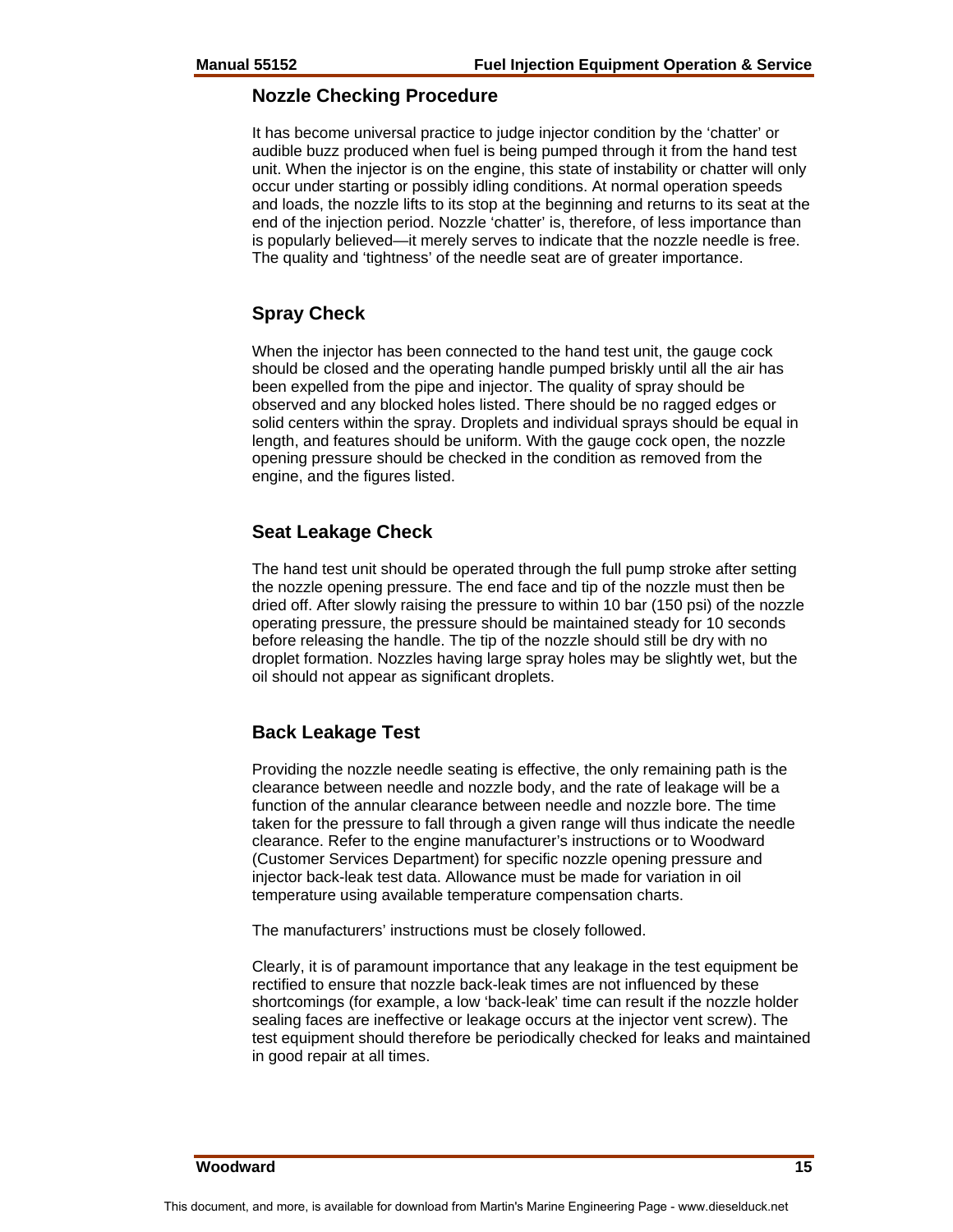## Nozzle Checking Procedure

It has become universal practice to judge injector condition by the 'chatter' or audible buzz produced when fuel is being pumped through it from the hand test unit. When the injector is on the engine, this state of instability or chatter will only occur under starting or possibly idling conditions. At normal operation speeds and loads, the nozzle lifts to its stop at the beginning and returns to its seat at the end of the injection period. Nozzle 'chatter' is, therefore, of less importance than is popularly believed—it merely serves to indicate that the nozzle needle is free. The quality and 'tightness' of the needle seat are of greater importance.

## Spray Check

When the injector has been connected to the hand test unit, the gauge cock should be closed and the operating handle pumped briskly until all the air has been expelled from the pipe and injector. The quality of spray should be observed and any blocked holes listed. There should be no ragged edges or solid centers within the spray. Droplets and individual sprays should be equal in length, and features should be uniform. With the gauge cock open, the nozzle opening pressure should be checked in the condition as removed from the engine, and the figures listed.

## Seat Leakage Check

The hand test unit should be operated through the full pump stroke after setting the nozzle opening pressure. The end face and tip of the nozzle must then be dried off. After slowly raising the pressure to within 10 bar (150 psi) of the nozzle operating pressure, the pressure should be maintained steady for 10 seconds before releasing the handle. The tip of the nozzle should still be dry with no droplet formation. Nozzles having large spray holes may be slightly wet, but the oil should not appear as significant droplets.

## Back Leakage Test

Providing the nozzle needle seating is effective, the only remaining path is the clearance between needle and nozzle body, and the rate of leakage will be a function of the annular clearance between needle and nozzle bore. The time taken for the pressure to fall through a given range will thus indicate the needle clearance. Refer to the engine manufacturer's instructions or to Woodward (Customer Services Department) for specific nozzle opening pressure and injector back-leak test data. Allowance must be made for variation in oil temperature using available temperature compensation charts.

The manufacturers' instructions must be closely followed.

Clearly, it is of paramount importance that any leakage in the test equipment be rectified to ensure that nozzle back-leak times are not influenced by these shortcomings (for example, a low 'back-leak' time can result if the nozzle holder sealing faces are ineffective or leakage occurs at the injector vent screw). The test equipment should therefore be periodically checked for leaks and maintained in good repair at all times.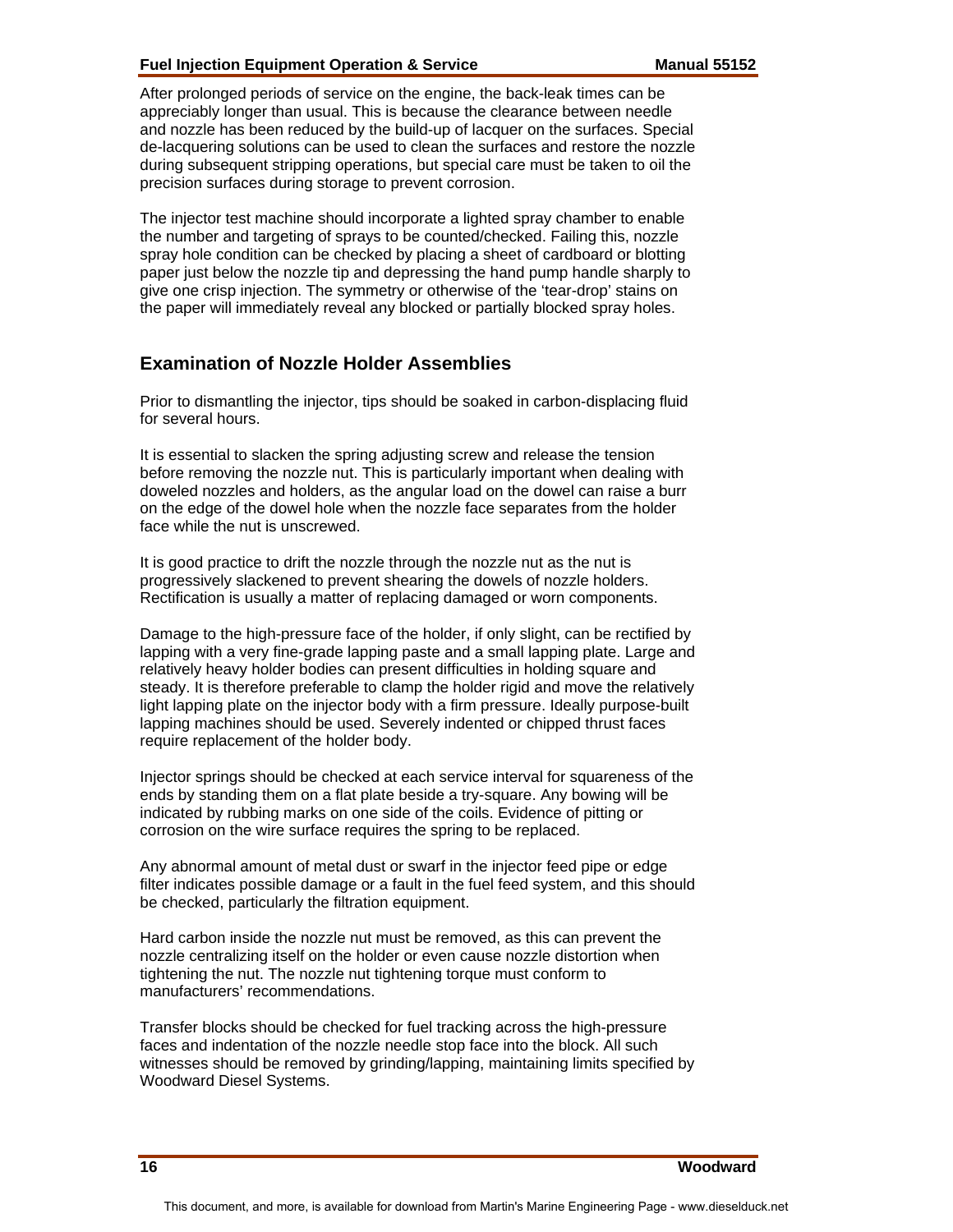After prolonged periods of service on the engine, the back-leak times can be appreciably longer than usual. This is because the clearance between needle and nozzle has been reduced by the build-up of lacquer on the surfaces. Special de-lacquering solutions can be used to clean the surfaces and restore the nozzle during subsequent stripping operations, but special care must be taken to oil the precision surfaces during storage to prevent corrosion.

The injector test machine should incorporate a lighted spray chamber to enable the number and targeting of sprays to be counted/checked. Failing this, nozzle spray hole condition can be checked by placing a sheet of cardboard or blotting paper just below the nozzle tip and depressing the hand pump handle sharply to give one crisp injection. The symmetry or otherwise of the 'tear-drop' stains on the paper will immediately reveal any blocked or partially blocked spray holes.

## Examination of Nozzle Holder Assemblies

Prior to dismantling the injector, tips should be soaked in carbon-displacing fluid for several hours.

It is essential to slacken the spring adjusting screw and release the tension before removing the nozzle nut. This is particularly important when dealing with doweled nozzles and holders, as the angular load on the dowel can raise a burr on the edge of the dowel hole when the nozzle face separates from the holder face while the nut is unscrewed.

It is good practice to drift the nozzle through the nozzle nut as the nut is progressively slackened to prevent shearing the dowels of nozzle holders. Rectification is usually a matter of replacing damaged or worn components.

Damage to the high-pressure face of the holder, if only slight, can be rectified by lapping with a very fine-grade lapping paste and a small lapping plate. Large and relatively heavy holder bodies can present difficulties in holding square and steady. It is therefore preferable to clamp the holder rigid and move the relatively light lapping plate on the injector body with a firm pressure. Ideally purpose-built lapping machines should be used. Severely indented or chipped thrust faces require replacement of the holder body.

Injector springs should be checked at each service interval for squareness of the ends by standing them on a flat plate beside a try-square. Any bowing will be indicated by rubbing marks on one side of the coils. Evidence of pitting or corrosion on the wire surface requires the spring to be replaced.

Any abnormal amount of metal dust or swarf in the injector feed pipe or edge filter indicates possible damage or a fault in the fuel feed system, and this should be checked, particularly the filtration equipment.

Hard carbon inside the nozzle nut must be removed, as this can prevent the nozzle centralizing itself on the holder or even cause nozzle distortion when tightening the nut. The nozzle nut tightening torque must conform to manufacturers' recommendations.

Transfer blocks should be checked for fuel tracking across the high-pressure faces and indentation of the nozzle needle stop face into the block. All such witnesses should be removed by grinding/lapping, maintaining limits specified by Woodward Diesel Systems.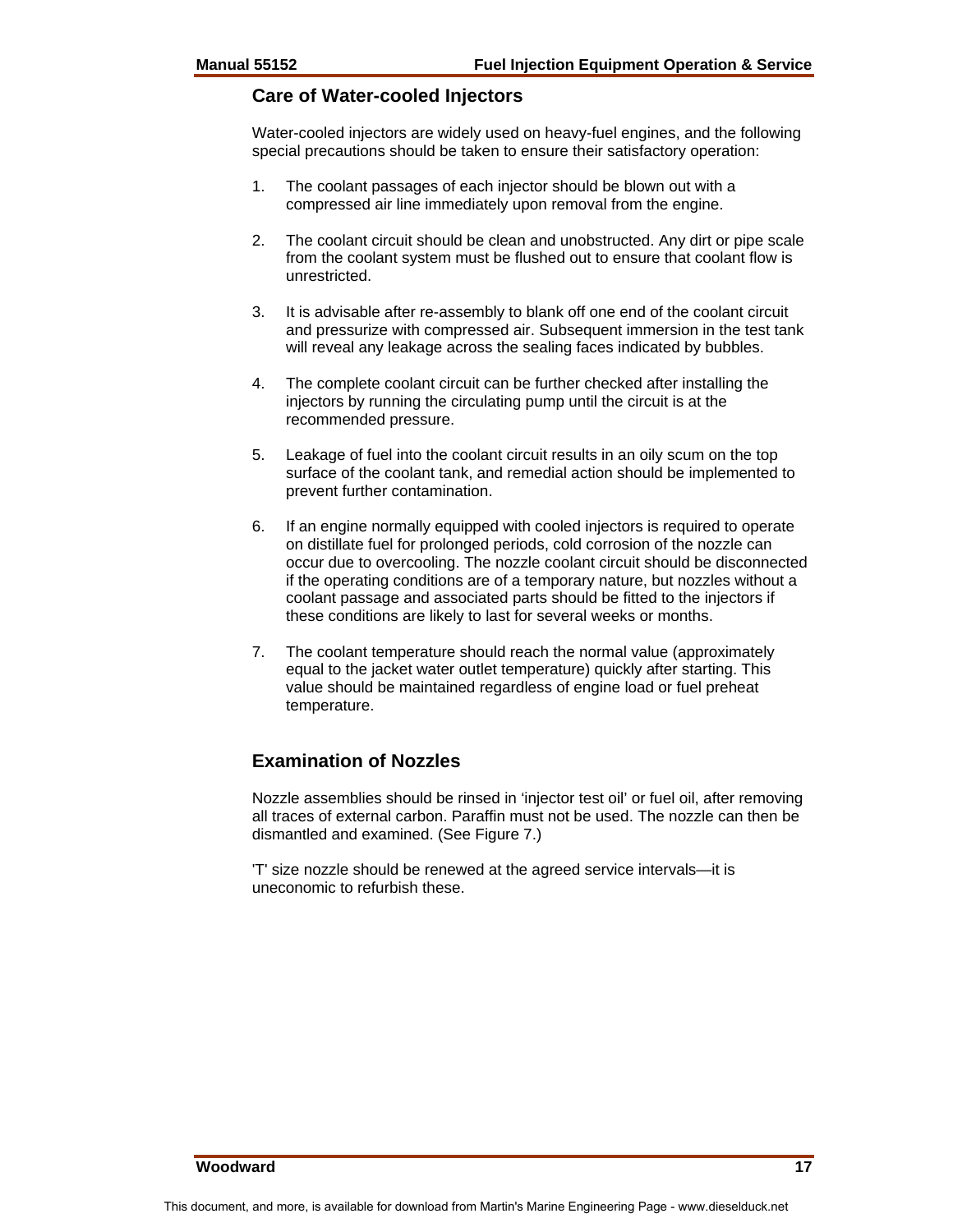## Care of Water-cooled Injectors

Water-cooled injectors are widely used on heavy-fuel engines, and the following special precautions should be taken to ensure their satisfactory operation:

1. The coolant passages of each injector should be blown out with a compressed air line immediately upon removal from the engine.

2. The coolant circuit should be clean and unobstructed. Any dirt or pipe scale from the coolant system must be flushed out to ensure that coolant flow is unrestricted.

3. It is advisable after re-assembly to blank off one end of the coolant circuit and pressurize with compressed air. Subsequent immersion in the test tank will reveal any leakage across the sealing faces indicated by bubbles.

4. The complete coolant circuit can be further checked after installing the injectors by running the circulating pump until the circuit is at the recommended pressure.

5. Leakage of fuel into the coolant circuit results in an oily scum on the top surface of the coolant tank, and remedial action should be implemented to prevent further contamination.

6. If an engine normally equipped with cooled injectors is required to operate on distillate fuel for prolonged periods, cold corrosion of the nozzle can occur due to overcooling. The nozzle coolant circuit should be disconnected if the operating conditions are of a temporary nature, but nozzles without a coolant passage and associated parts should be fitted to the injectors if these conditions are likely to last for several weeks or months.

7. The coolant temperature should reach the normal value (approximately equal to the jacket water outlet temperature) quickly after starting. This value should be maintained regardless of engine load or fuel preheat temperature.

## Examination of Nozzles

Nozzle assemblies should be rinsed in 'injector test oil' or fuel oil, after removing all traces of external carbon. Paraffin must not be used. The nozzle can then be dismantled and examined. (See Figure 7.)

'T' size nozzle should be renewed at the agreed service intervals—it is uneconomic to refurbish these.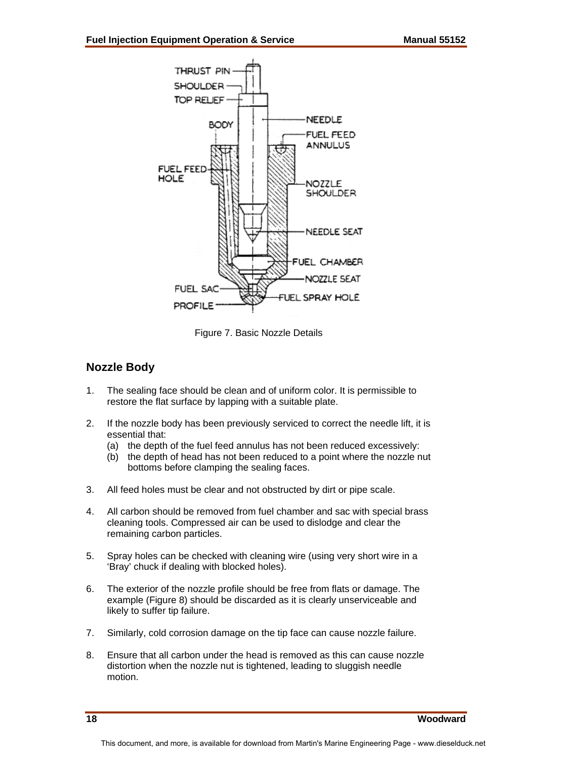Figure 7. Basic Nozzle Details

## Nozzle Body

1. The sealing face should be clean and of uniform color. It is permissible to restore the flat surface by lapping with a suitable plate.

2. If the nozzle body has been previously serviced to correct the needle lift, it is essential that:
   (a) the depth of the fuel feed annulus has not been reduced excessively:
   (b) the depth of head has not been reduced to a point where the nozzle nut bottoms before clamping the sealing faces.

3. All feed holes must be clear and not obstructed by dirt or pipe scale.

4. All carbon should be removed from fuel chamber and sac with special brass cleaning tools. Compressed air can be used to dislodge and clear the remaining carbon particles.

5. Spray holes can be checked with cleaning wire (using very short wire in a 'Bray' chuck if dealing with blocked holes).

6. The exterior of the nozzle profile should be free from flats or damage. The example (Figure 8) should be discarded as it is clearly unserviceable and likely to suffer tip failure.

7. Similarly, cold corrosion damage on the tip face can cause nozzle failure.

8. Ensure that all carbon under the head is removed as this can cause nozzle distortion when the nozzle nut is tightened, leading to sluggish needle motion.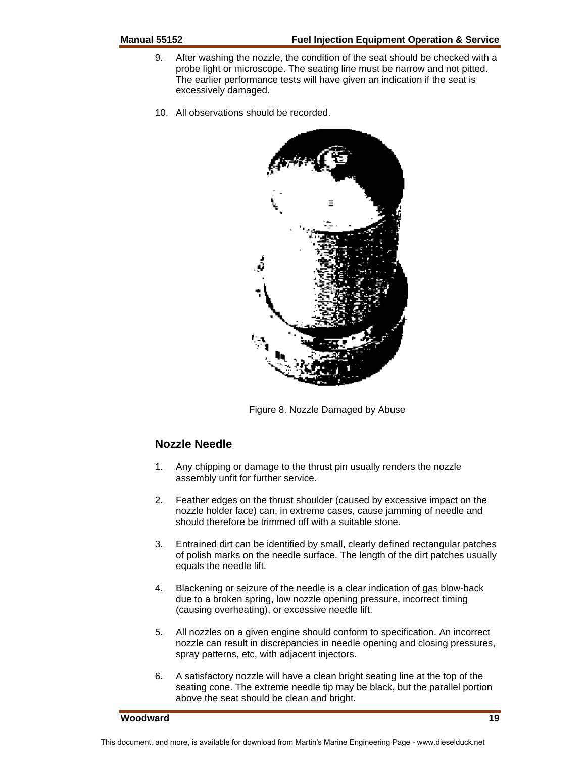9. After washing the nozzle, the condition of the seat should be checked with a probe light or microscope. The seating line must be narrow and not pitted. The earlier performance tests will have given an indication if the seat is excessively damaged.

10. All observations should be recorded.

Figure 8. Nozzle Damaged by Abuse

## Nozzle Needle

1. Any chipping or damage to the thrust pin usually renders the nozzle assembly unfit for further service.

2. Feather edges on the thrust shoulder (caused by excessive impact on the nozzle holder face) can, in extreme cases, cause jamming of needle and should therefore be trimmed off with a suitable stone.

3. Entrained dirt can be identified by small, clearly defined rectangular patches of polish marks on the needle surface. The length of the dirt patches usually equals the needle lift.

4. Blackening or seizure of the needle is a clear indication of gas blow-back due to a broken spring, low nozzle opening pressure, incorrect timing (causing overheating), or excessive needle lift.

5. All nozzles on a given engine should conform to specification. An incorrect nozzle can result in discrepancies in needle opening and closing pressures, spray patterns, etc, with adjacent injectors.

6. A satisfactory nozzle will have a clean bright seating line at the top of the seating cone. The extreme needle tip may be black, but the parallel portion above the seat should be clean and bright.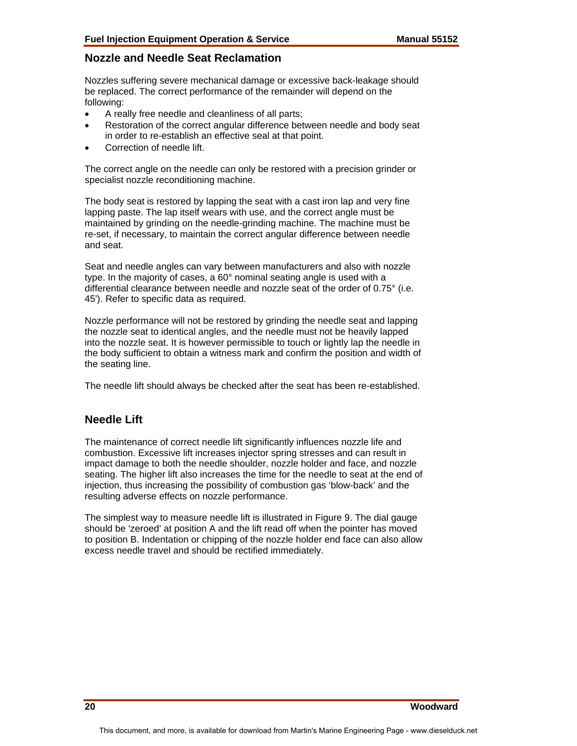## Nozzle and Needle Seat Reclamation

Nozzles suffering severe mechanical damage or excessive back-leakage should be replaced. The correct performance of the remainder will depend on the following:

- A really free needle and cleanliness of all parts;
- Restoration of the correct angular difference between needle and body seat in order to re-establish an effective seal at that point.
- Correction of needle lift.

The correct angle on the needle can only be restored with a precision grinder or specialist nozzle reconditioning machine.

The body seat is restored by lapping the seat with a cast iron lap and very fine lapping paste. The lap itself wears with use, and the correct angle must be maintained by grinding on the needle-grinding machine. The machine must be re-set, if necessary, to maintain the correct angular difference between needle and seat.

Seat and needle angles can vary between manufacturers and also with nozzle type. In the majority of cases, a 60° nominal seating angle is used with a differential clearance between needle and nozzle seat of the order of 0.75° (i.e. 45'). Refer to specific data as required.

Nozzle performance will not be restored by grinding the needle seat and lapping the nozzle seat to identical angles, and the needle must not be heavily lapped into the nozzle seat. It is however permissible to touch or lightly lap the needle in the body sufficient to obtain a witness mark and confirm the position and width of the seating line.

The needle lift should always be checked after the seat has been re-established.

## Needle Lift

The maintenance of correct needle lift significantly influences nozzle life and combustion. Excessive lift increases injector spring stresses and can result in impact damage to both the needle shoulder, nozzle holder and face, and nozzle seating. The higher lift also increases the time for the needle to seat at the end of injection, thus increasing the possibility of combustion gas 'blow-back' and the resulting adverse effects on nozzle performance.

The simplest way to measure needle lift is illustrated in Figure 9. The dial gauge should be 'zeroed' at position A and the lift read off when the pointer has moved to position B. Indentation or chipping of the nozzle holder end face can also allow excess needle travel and should be rectified immediately.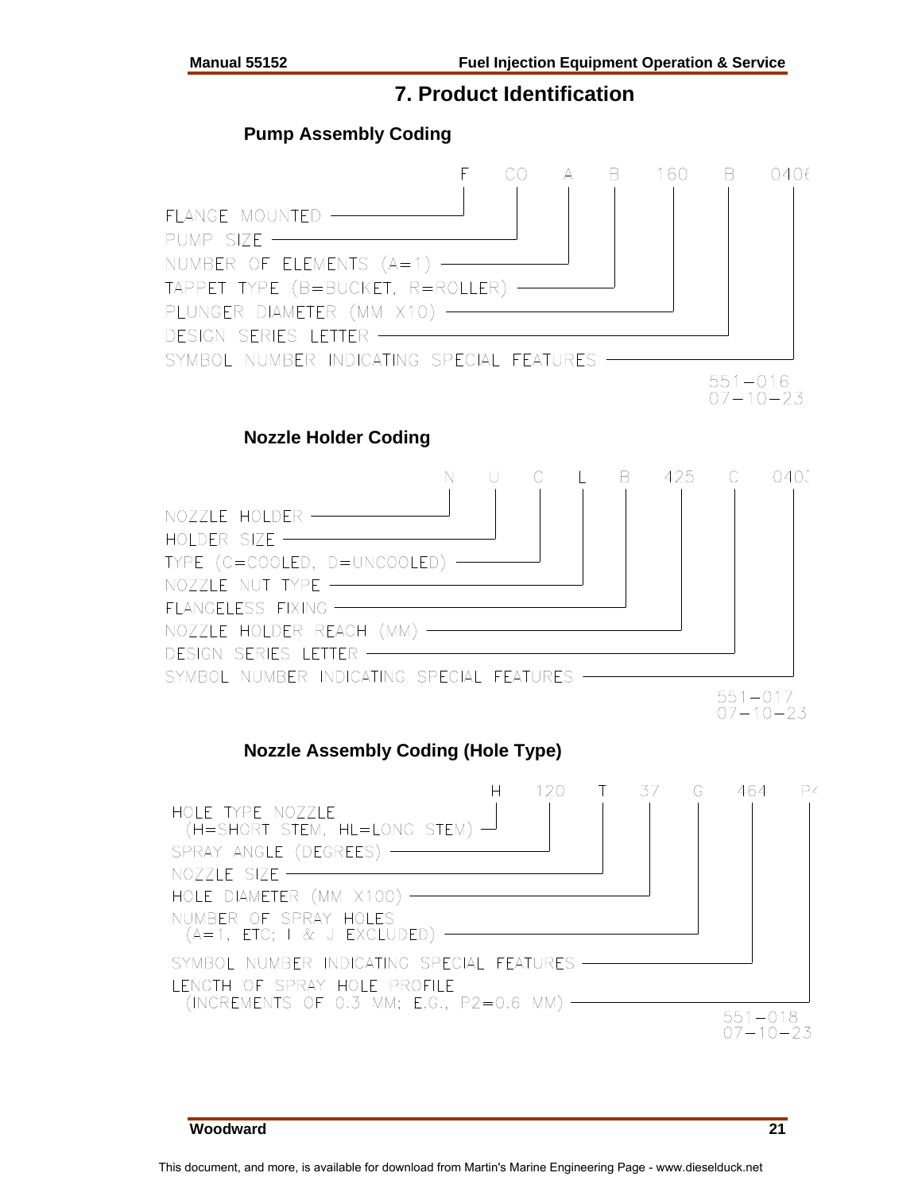# 7. Product Identification

## Pump Assembly Coding

F CO A B 160 B 0406

- F — FLANGE MOUNTED
- CO — PUMP SIZE
- A — NUMBER OF ELEMENTS (A=1)
- B — TAPPET TYPE (B=BUCKET, R=ROLLER)
- 160 — PLUNGER DIAMETER (MM X10)
- B — DESIGN SERIES LETTER
- 0406 — SYMBOL NUMBER INDICATING SPECIAL FEATURES

551-016
07-10-23

## Nozzle Holder Coding

N U C L B 425 C 0403

- N — NOZZLE HOLDER
- U — HOLDER SIZE
- C — TYPE (C=COOLED, D=UNCOOLED)
- L — NOZZLE NUT TYPE
- B — FLANGELESS FIXING
- 425 — NOZZLE HOLDER REACH (MM)
- C — DESIGN SERIES LETTER
- 0403 — SYMBOL NUMBER INDICATING SPECIAL FEATURES

551-017
07-10-23

## Nozzle Assembly Coding (Hole Type)

H 120 T 37 G 464 P4

- H — HOLE TYPE NOZZLE (H=SHORT STEM, HL=LONG STEM)
- 120 — SPRAY ANGLE (DEGREES)
- T — NOZZLE SIZE
- 37 — HOLE DIAMETER (MM X100)
- G — NUMBER OF SPRAY HOLES (A=1, ETC; I & J EXCLUDED)
- 464 — SYMBOL NUMBER INDICATING SPECIAL FEATURES
- P4 — LENGTH OF SPRAY HOLE PROFILE (INCREMENTS OF 0.3 MM; E.G., P2=0.6 MM)

551-018
07-10-23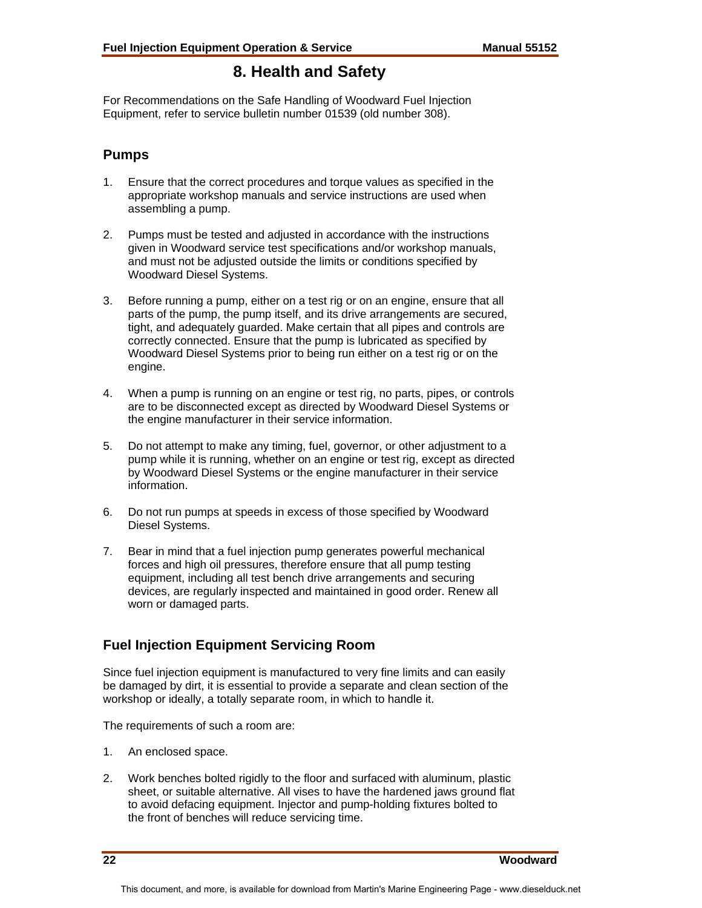# 8. Health and Safety

For Recommendations on the Safe Handling of Woodward Fuel Injection Equipment, refer to service bulletin number 01539 (old number 308).

## Pumps

1. Ensure that the correct procedures and torque values as specified in the appropriate workshop manuals and service instructions are used when assembling a pump.

2. Pumps must be tested and adjusted in accordance with the instructions given in Woodward service test specifications and/or workshop manuals, and must not be adjusted outside the limits or conditions specified by Woodward Diesel Systems.

3. Before running a pump, either on a test rig or on an engine, ensure that all parts of the pump, the pump itself, and its drive arrangements are secured, tight, and adequately guarded. Make certain that all pipes and controls are correctly connected. Ensure that the pump is lubricated as specified by Woodward Diesel Systems prior to being run either on a test rig or on the engine.

4. When a pump is running on an engine or test rig, no parts, pipes, or controls are to be disconnected except as directed by Woodward Diesel Systems or the engine manufacturer in their service information.

5. Do not attempt to make any timing, fuel, governor, or other adjustment to a pump while it is running, whether on an engine or test rig, except as directed by Woodward Diesel Systems or the engine manufacturer in their service information.

6. Do not run pumps at speeds in excess of those specified by Woodward Diesel Systems.

7. Bear in mind that a fuel injection pump generates powerful mechanical forces and high oil pressures, therefore ensure that all pump testing equipment, including all test bench drive arrangements and securing devices, are regularly inspected and maintained in good order. Renew all worn or damaged parts.

## Fuel Injection Equipment Servicing Room

Since fuel injection equipment is manufactured to very fine limits and can easily be damaged by dirt, it is essential to provide a separate and clean section of the workshop or ideally, a totally separate room, in which to handle it.

The requirements of such a room are:

1. An enclosed space.

2. Work benches bolted rigidly to the floor and surfaced with aluminum, plastic sheet, or suitable alternative. All vises to have the hardened jaws ground flat to avoid defacing equipment. Injector and pump-holding fixtures bolted to the front of benches will reduce servicing time.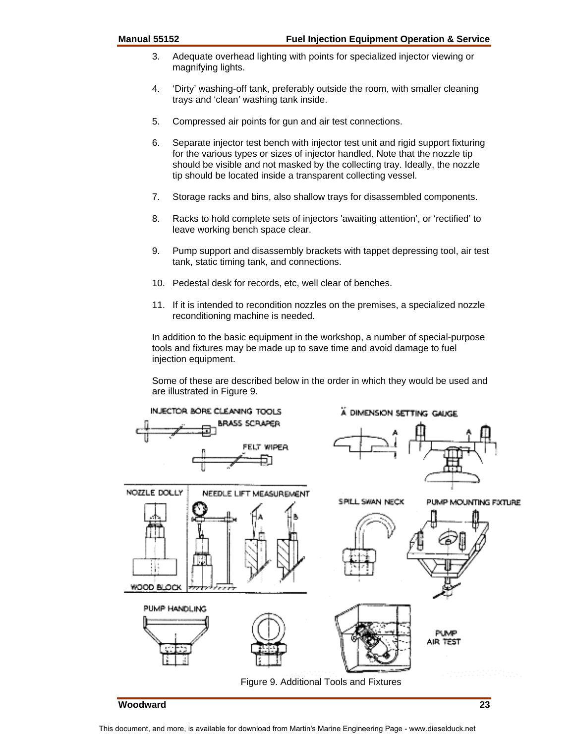3. Adequate overhead lighting with points for specialized injector viewing or magnifying lights.

4. 'Dirty' washing-off tank, preferably outside the room, with smaller cleaning trays and 'clean' washing tank inside.

5. Compressed air points for gun and air test connections.

6. Separate injector test bench with injector test unit and rigid support fixturing for the various types or sizes of injector handled. Note that the nozzle tip should be visible and not masked by the collecting tray. Ideally, the nozzle tip should be located inside a transparent collecting vessel.

7. Storage racks and bins, also shallow trays for disassembled components.

8. Racks to hold complete sets of injectors 'awaiting attention', or 'rectified' to leave working bench space clear.

9. Pump support and disassembly brackets with tappet depressing tool, air test tank, static timing tank, and connections.

10. Pedestal desk for records, etc, well clear of benches.

11. If it is intended to recondition nozzles on the premises, a specialized nozzle reconditioning machine is needed.

In addition to the basic equipment in the workshop, a number of special-purpose tools and fixtures may be made up to save time and avoid damage to fuel injection equipment.

Some of these are described below in the order in which they would be used and are illustrated in Figure 9.

INJECTOR BORE CLEANING TOOLS
BRASS SCRAPER
FELT WIPER
Ä DIMENSION SETTING GAUGE
A
A
NOZZLE DOLLY
WOOD BLOCK
NEEDLE LIFT MEASUREMENT
A
B
SPILL SWAN NECK
PUMP MOUNTING FIXTURE
PUMP HANDLING
PUMP AIR TEST

Figure 9. Additional Tools and Fixtures

This document, and more, is available for download from Martin's Marine Engineering Page - www.dieselduck.net